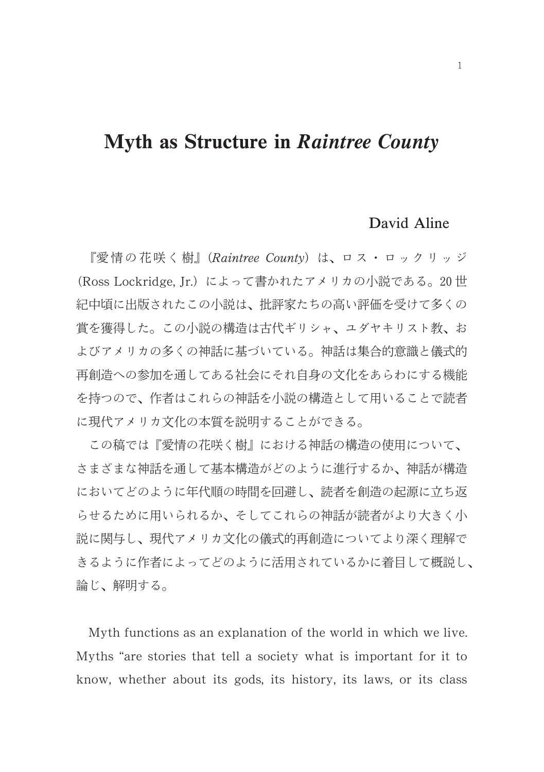# Myth as Structure in *Raintree County*

David Aline

『愛情の花咲く樹』(*Raintree County*) は、ロス・ロックリッジ (Ross Lockridge, Jr.) によって書かれたアメリカの小説である。20世紀中頃に出版されたこの小説は、批評家たちの高い評価を受けて多くの賞を獲得した。この小説の構造は古代ギリシャ、ユダヤキリスト教、およびアメリカの多くの神話に基づいている。神話は集合的意識と儀式的再創造への参加を通してある社会にそれ自身の文化をあらわにする機能を持つので、作者はこれらの神話を小説の構造として用いることで読者に現代アメリカ文化の本質を説明することができる。

この稿では『愛情の花咲く樹』における神話の構造の使用について、さまざまな神話を通して基本構造がどのように進行するか、神話が構造においてどのように年代順の時間を回避し、読者を創造の起源に立ち返らせるために用いられるか、そしてこれらの神話が読者がより大きく小説に関与し、現代アメリカ文化の儀式的再創造についてより深く理解できるように作者によってどのように活用されているかに着目して概説し、論じ、解明する。

Myth functions as an explanation of the world in which we live. Myths "are stories that tell a society what is important for it to know, whether about its gods, its history, its laws, or its class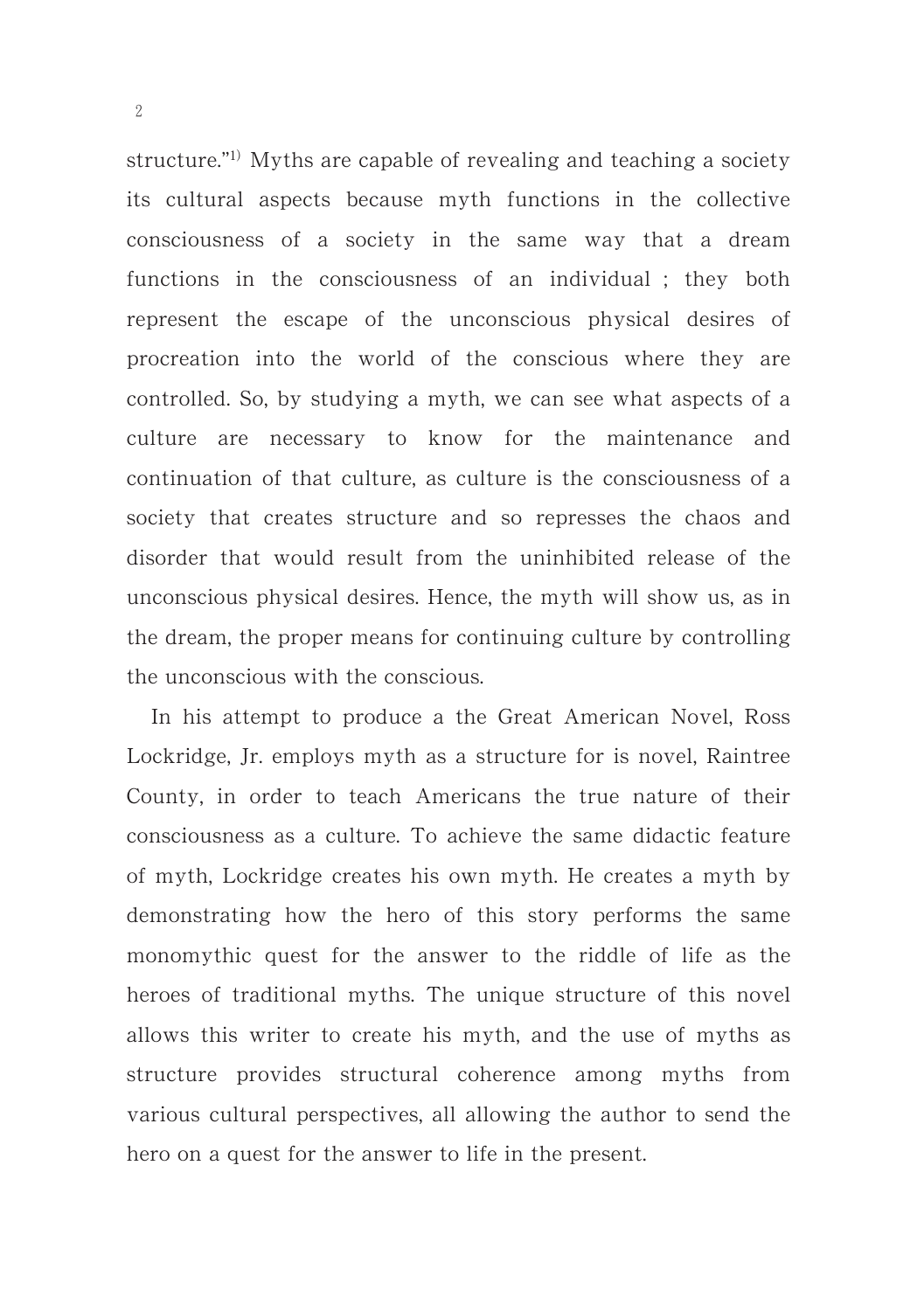structure."[1] Myths are capable of revealing and teaching a society its cultural aspects because myth functions in the collective consciousness of a society in the same way that a dream functions in the consciousness of an individual ; they both represent the escape of the unconscious physical desires of procreation into the world of the conscious where they are controlled. So, by studying a myth, we can see what aspects of a culture are necessary to know for the maintenance and continuation of that culture, as culture is the consciousness of a society that creates structure and so represses the chaos and disorder that would result from the uninhibited release of the unconscious physical desires. Hence, the myth will show us, as in the dream, the proper means for continuing culture by controlling the unconscious with the conscious.

In his attempt to produce a the Great American Novel, Ross Lockridge, Jr. employs myth as a structure for is novel, Raintree County, in order to teach Americans the true nature of their consciousness as a culture. To achieve the same didactic feature of myth, Lockridge creates his own myth. He creates a myth by demonstrating how the hero of this story performs the same monomythic quest for the answer to the riddle of life as the heroes of traditional myths. The unique structure of this novel allows this writer to create his myth, and the use of myths as structure provides structural coherence among myths from various cultural perspectives, all allowing the author to send the hero on a quest for the answer to life in the present.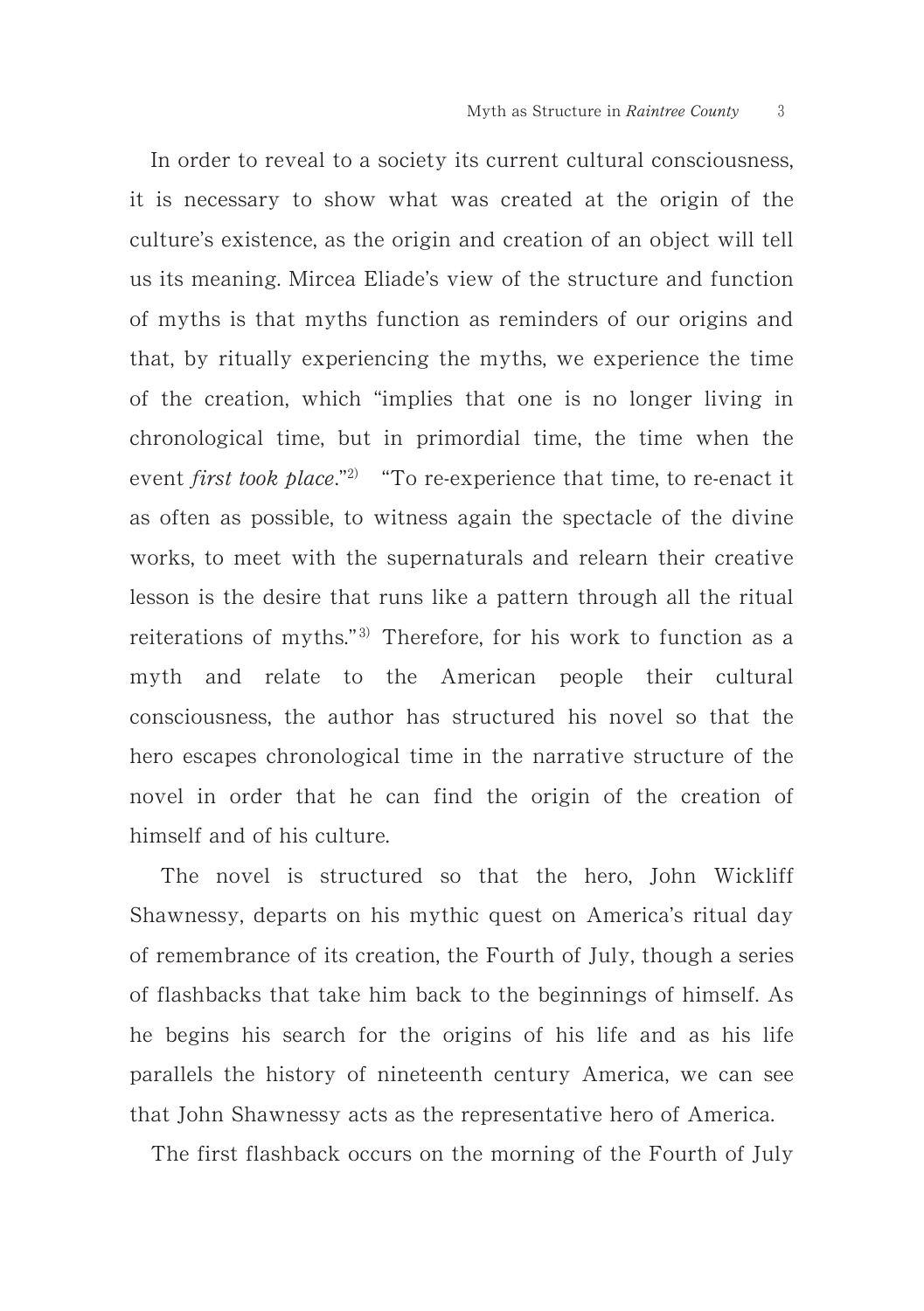In order to reveal to a society its current cultural consciousness, it is necessary to show what was created at the origin of the culture's existence, as the origin and creation of an object will tell us its meaning. Mircea Eliade's view of the structure and function of myths is that myths function as reminders of our origins and that, by ritually experiencing the myths, we experience the time of the creation, which "implies that one is no longer living in chronological time, but in primordial time, the time when the event *first took place*."[2) "To re-experience that time, to re-enact it as often as possible, to witness again the spectacle of the divine works, to meet with the supernaturals and relearn their creative lesson is the desire that runs like a pattern through all the ritual reiterations of myths."[3) Therefore, for his work to function as a myth and relate to the American people their cultural consciousness, the author has structured his novel so that the hero escapes chronological time in the narrative structure of the novel in order that he can find the origin of the creation of himself and of his culture.

The novel is structured so that the hero, John Wickliff Shawnessy, departs on his mythic quest on America's ritual day of remembrance of its creation, the Fourth of July, though a series of flashbacks that take him back to the beginnings of himself. As he begins his search for the origins of his life and as his life parallels the history of nineteenth century America, we can see that John Shawnessy acts as the representative hero of America.

The first flashback occurs on the morning of the Fourth of July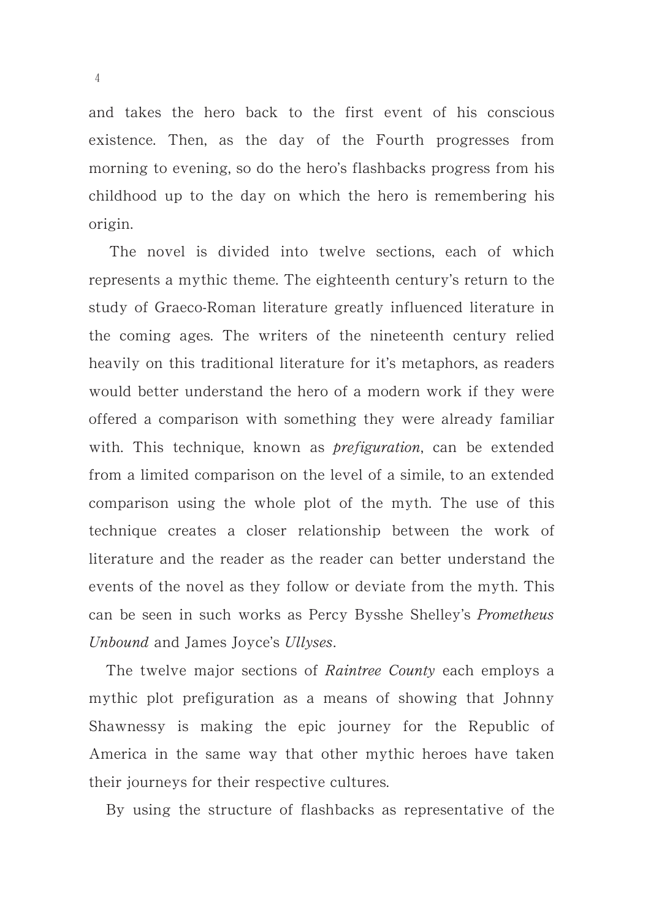and takes the hero back to the first event of his conscious existence. Then, as the day of the Fourth progresses from morning to evening, so do the hero's flashbacks progress from his childhood up to the day on which the hero is remembering his origin.

The novel is divided into twelve sections, each of which represents a mythic theme. The eighteenth century's return to the study of Graeco-Roman literature greatly influenced literature in the coming ages. The writers of the nineteenth century relied heavily on this traditional literature for it's metaphors, as readers would better understand the hero of a modern work if they were offered a comparison with something they were already familiar with. This technique, known as *prefiguration*, can be extended from a limited comparison on the level of a simile, to an extended comparison using the whole plot of the myth. The use of this technique creates a closer relationship between the work of literature and the reader as the reader can better understand the events of the novel as they follow or deviate from the myth. This can be seen in such works as Percy Bysshe Shelley's *Prometheus Unbound* and James Joyce's *Ullyses*.

The twelve major sections of *Raintree County* each employs a mythic plot prefiguration as a means of showing that Johnny Shawnessy is making the epic journey for the Republic of America in the same way that other mythic heroes have taken their journeys for their respective cultures.

By using the structure of flashbacks as representative of the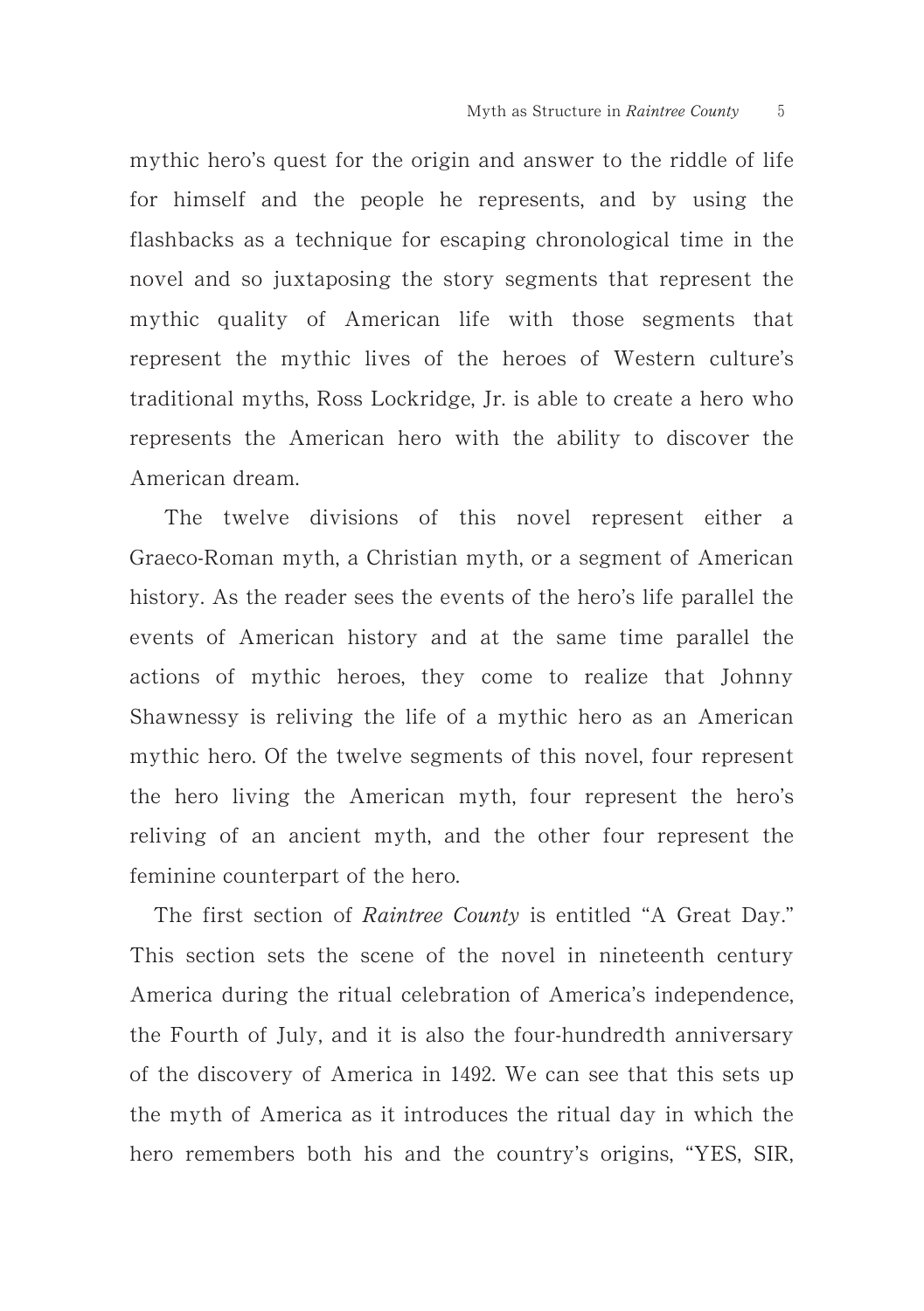mythic hero's quest for the origin and answer to the riddle of life for himself and the people he represents, and by using the flashbacks as a technique for escaping chronological time in the novel and so juxtaposing the story segments that represent the mythic quality of American life with those segments that represent the mythic lives of the heroes of Western culture's traditional myths, Ross Lockridge, Jr. is able to create a hero who represents the American hero with the ability to discover the American dream.

The twelve divisions of this novel represent either a Graeco-Roman myth, a Christian myth, or a segment of American history. As the reader sees the events of the hero's life parallel the events of American history and at the same time parallel the actions of mythic heroes, they come to realize that Johnny Shawnessy is reliving the life of a mythic hero as an American mythic hero. Of the twelve segments of this novel, four represent the hero living the American myth, four represent the hero's reliving of an ancient myth, and the other four represent the feminine counterpart of the hero.

The first section of *Raintree County* is entitled "A Great Day." This section sets the scene of the novel in nineteenth century America during the ritual celebration of America's independence, the Fourth of July, and it is also the four-hundredth anniversary of the discovery of America in 1492. We can see that this sets up the myth of America as it introduces the ritual day in which the hero remembers both his and the country's origins, "YES, SIR,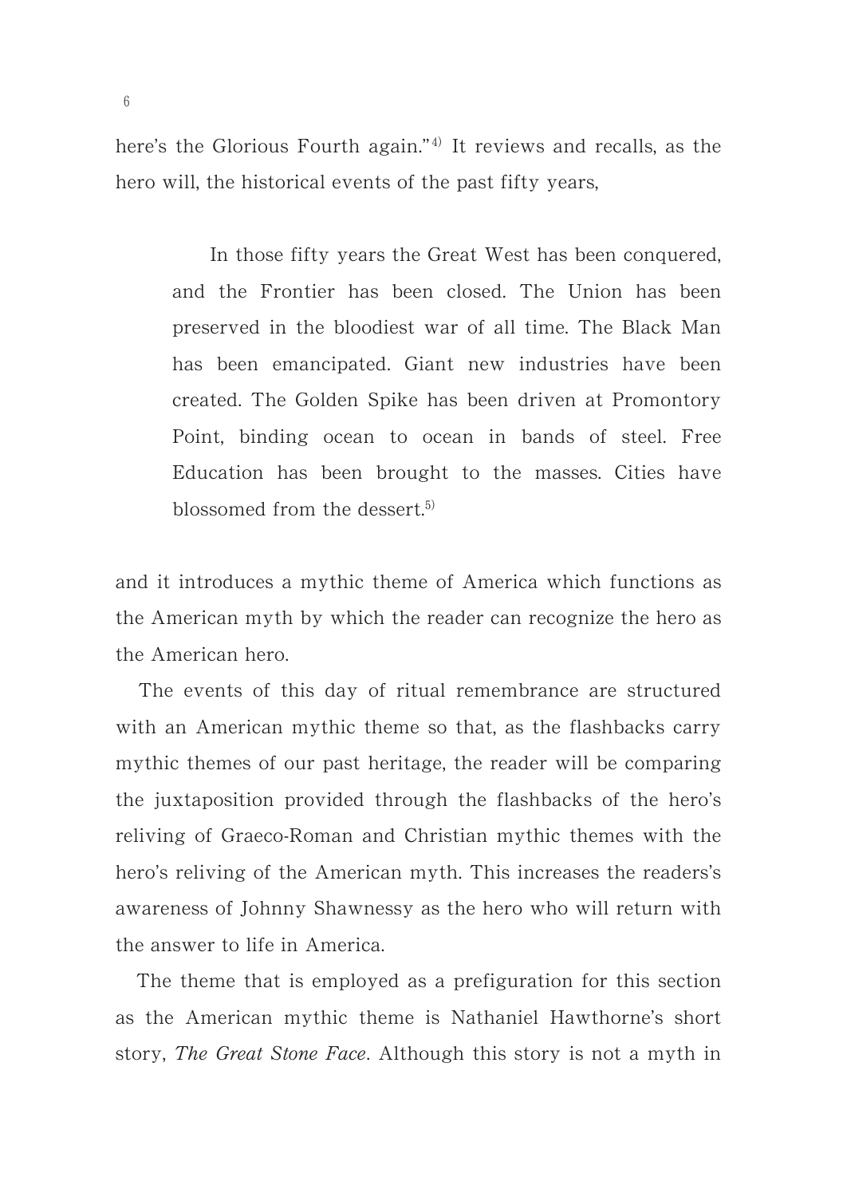here's the Glorious Fourth again."[4] It reviews and recalls, as the hero will, the historical events of the past fifty years,

> In those fifty years the Great West has been conquered, and the Frontier has been closed. The Union has been preserved in the bloodiest war of all time. The Black Man has been emancipated. Giant new industries have been created. The Golden Spike has been driven at Promontory Point, binding ocean to ocean in bands of steel. Free Education has been brought to the masses. Cities have blossomed from the dessert.[5]

and it introduces a mythic theme of America which functions as the American myth by which the reader can recognize the hero as the American hero.

The events of this day of ritual remembrance are structured with an American mythic theme so that, as the flashbacks carry mythic themes of our past heritage, the reader will be comparing the juxtaposition provided through the flashbacks of the hero's reliving of Graeco-Roman and Christian mythic themes with the hero's reliving of the American myth. This increases the readers's awareness of Johnny Shawnessy as the hero who will return with the answer to life in America.

The theme that is employed as a prefiguration for this section as the American mythic theme is Nathaniel Hawthorne's short story, *The Great Stone Face*. Although this story is not a myth in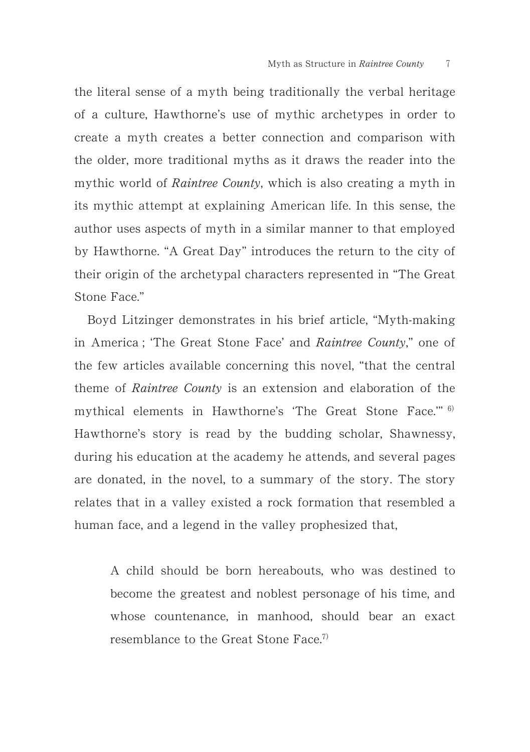the literal sense of a myth being traditionally the verbal heritage of a culture, Hawthorne's use of mythic archetypes in order to create a myth creates a better connection and comparison with the older, more traditional myths as it draws the reader into the mythic world of *Raintree County*, which is also creating a myth in its mythic attempt at explaining American life. In this sense, the author uses aspects of myth in a similar manner to that employed by Hawthorne. "A Great Day" introduces the return to the city of their origin of the archetypal characters represented in "The Great Stone Face."

Boyd Litzinger demonstrates in his brief article, "Myth-making in America ; 'The Great Stone Face' and *Raintree County*," one of the few articles available concerning this novel, "that the central theme of *Raintree County* is an extension and elaboration of the mythical elements in Hawthorne's 'The Great Stone Face.'" [6] Hawthorne's story is read by the budding scholar, Shawnessy, during his education at the academy he attends, and several pages are donated, in the novel, to a summary of the story. The story relates that in a valley existed a rock formation that resembled a human face, and a legend in the valley prophesized that,

> A child should be born hereabouts, who was destined to become the greatest and noblest personage of his time, and whose countenance, in manhood, should bear an exact resemblance to the Great Stone Face.[7]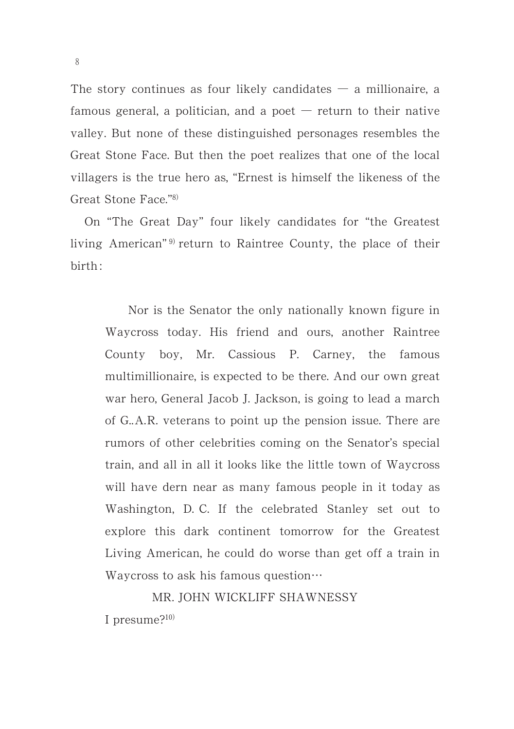The story continues as four likely candidates — a millionaire, a famous general, a politician, and a poet — return to their native valley. But none of these distinguished personages resembles the Great Stone Face. But then the poet realizes that one of the local villagers is the true hero as, "Ernest is himself the likeness of the Great Stone Face."[8)]

On "The Great Day" four likely candidates for "the Greatest living American"[9)] return to Raintree County, the place of their birth:

> Nor is the Senator the only nationally known figure in Waycross today. His friend and ours, another Raintree County boy, Mr. Cassious P. Carney, the famous multimillionaire, is expected to be there. And our own great war hero, General Jacob J. Jackson, is going to lead a march of G..A.R. veterans to point up the pension issue. There are rumors of other celebrities coming on the Senator's special train, and all in all it looks like the little town of Waycross will have dern near as many famous people in it today as Washington, D. C. If the celebrated Stanley set out to explore this dark continent tomorrow for the Greatest Living American, he could do worse than get off a train in Waycross to ask his famous question…
>
> MR. JOHN WICKLIFF SHAWNESSY
>
> I presume?[10)]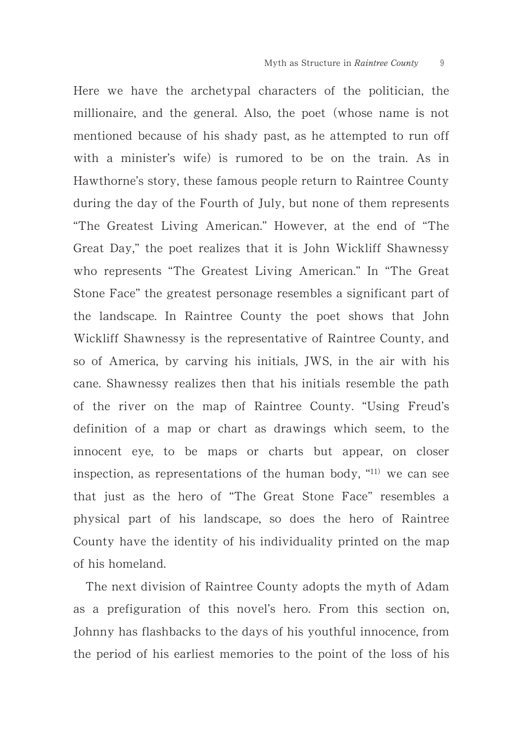Here we have the archetypal characters of the politician, the millionaire, and the general. Also, the poet (whose name is not mentioned because of his shady past, as he attempted to run off with a minister's wife) is rumored to be on the train. As in Hawthorne's story, these famous people return to Raintree County during the day of the Fourth of July, but none of them represents "The Greatest Living American." However, at the end of "The Great Day," the poet realizes that it is John Wickliff Shawnessy who represents "The Greatest Living American." In "The Great Stone Face" the greatest personage resembles a significant part of the landscape. In Raintree County the poet shows that John Wickliff Shawnessy is the representative of Raintree County, and so of America, by carving his initials, JWS, in the air with his cane. Shawnessy realizes then that his initials resemble the path of the river on the map of Raintree County. "Using Freud's definition of a map or chart as drawings which seem, to the innocent eye, to be maps or charts but appear, on closer inspection, as representations of the human body, "[11] we can see that just as the hero of "The Great Stone Face" resembles a physical part of his landscape, so does the hero of Raintree County have the identity of his individuality printed on the map of his homeland.

The next division of Raintree County adopts the myth of Adam as a prefiguration of this novel's hero. From this section on, Johnny has flashbacks to the days of his youthful innocence, from the period of his earliest memories to the point of the loss of his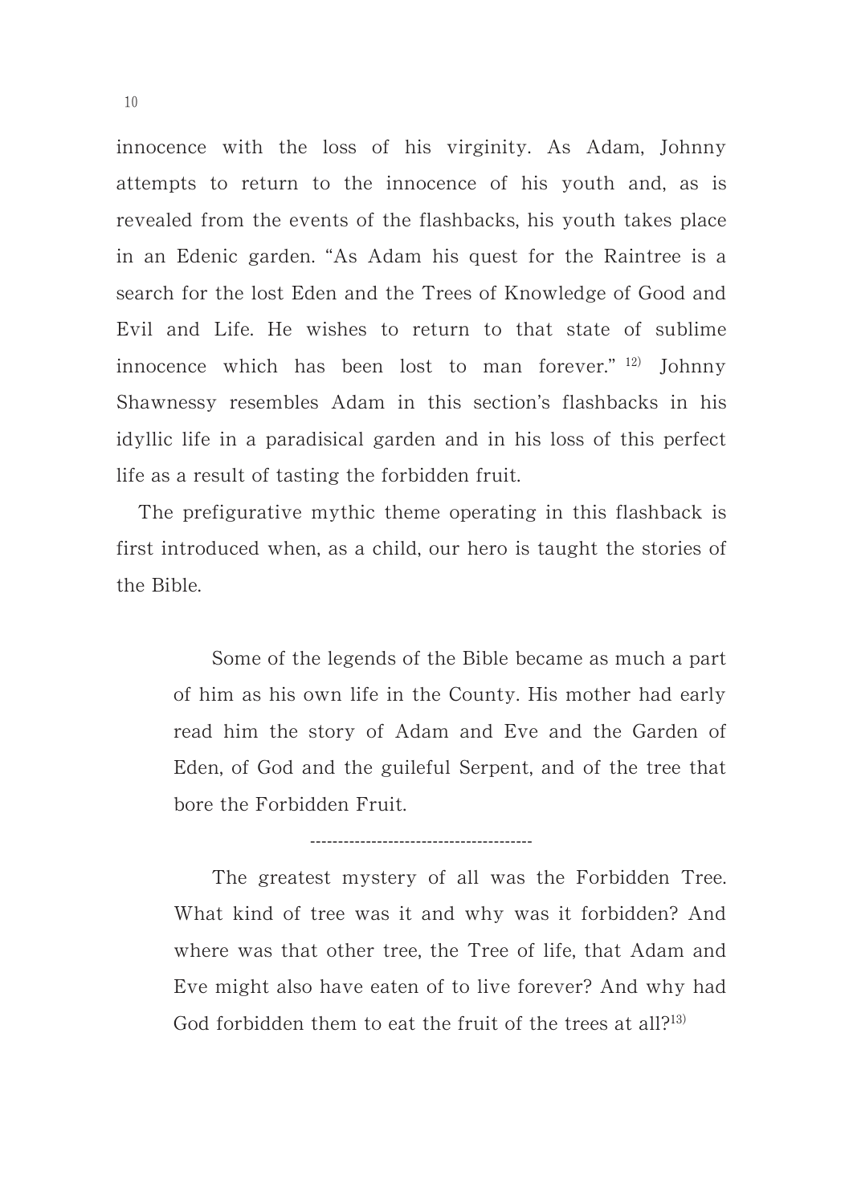innocence with the loss of his virginity. As Adam, Johnny attempts to return to the innocence of his youth and, as is revealed from the events of the flashbacks, his youth takes place in an Edenic garden. "As Adam his quest for the Raintree is a search for the lost Eden and the Trees of Knowledge of Good and Evil and Life. He wishes to return to that state of sublime innocence which has been lost to man forever." [12] Johnny Shawnessy resembles Adam in this section's flashbacks in his idyllic life in a paradisical garden and in his loss of this perfect life as a result of tasting the forbidden fruit.

The prefigurative mythic theme operating in this flashback is first introduced when, as a child, our hero is taught the stories of the Bible.

> Some of the legends of the Bible became as much a part of him as his own life in the County. His mother had early read him the story of Adam and Eve and the Garden of Eden, of God and the guileful Serpent, and of the tree that bore the Forbidden Fruit.
>
> ----------------------------------------
>
> The greatest mystery of all was the Forbidden Tree. What kind of tree was it and why was it forbidden? And where was that other tree, the Tree of life, that Adam and Eve might also have eaten of to live forever? And why had God forbidden them to eat the fruit of the trees at all?[13]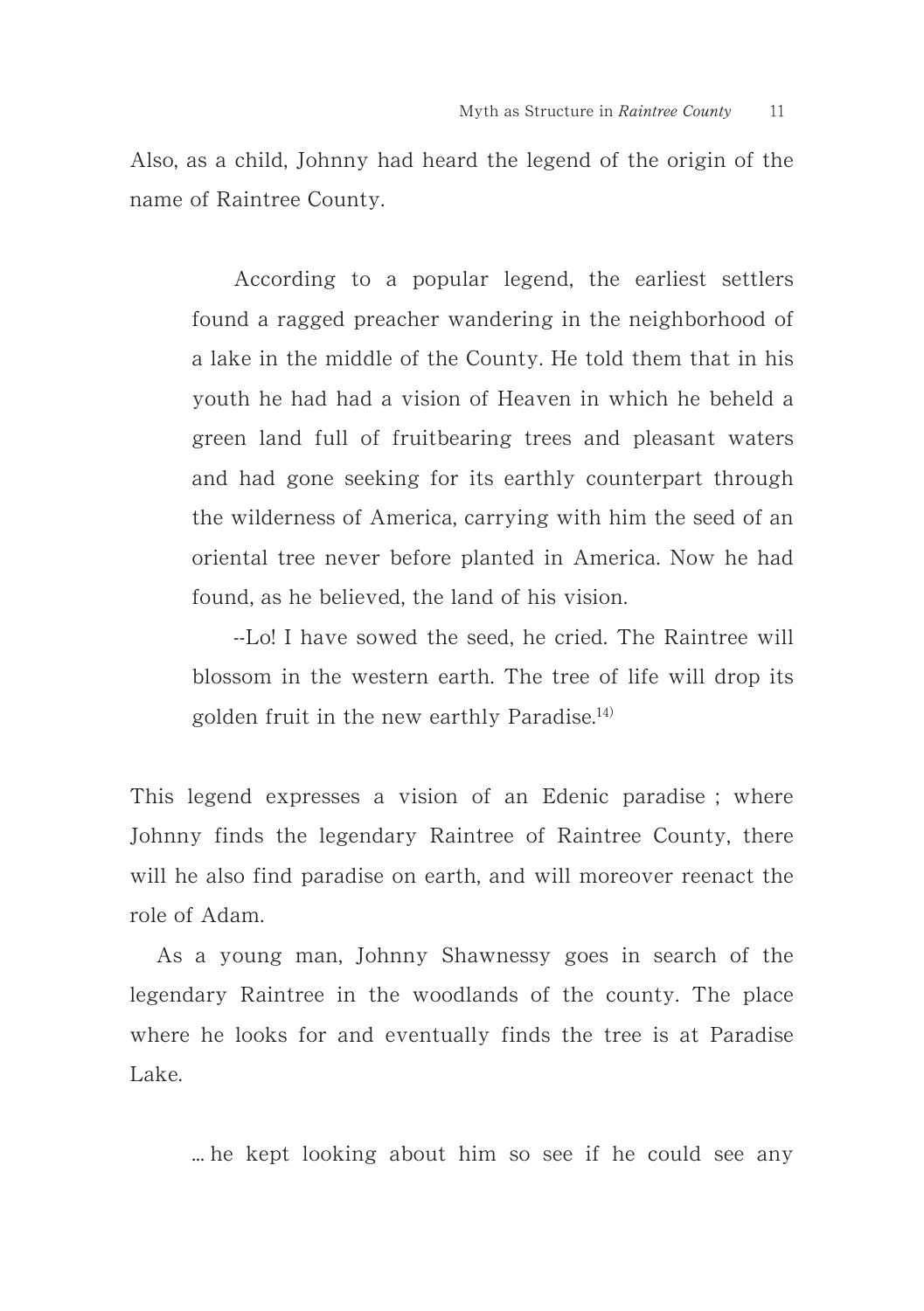Also, as a child, Johnny had heard the legend of the origin of the name of Raintree County.

> According to a popular legend, the earliest settlers found a ragged preacher wandering in the neighborhood of a lake in the middle of the County. He told them that in his youth he had had a vision of Heaven in which he beheld a green land full of fruitbearing trees and pleasant waters and had gone seeking for its earthly counterpart through the wilderness of America, carrying with him the seed of an oriental tree never before planted in America. Now he had found, as he believed, the land of his vision.
>
> --Lo! I have sowed the seed, he cried. The Raintree will blossom in the western earth. The tree of life will drop its golden fruit in the new earthly Paradise.[14)]

This legend expresses a vision of an Edenic paradise ; where Johnny finds the legendary Raintree of Raintree County, there will he also find paradise on earth, and will moreover reenact the role of Adam.

As a young man, Johnny Shawnessy goes in search of the legendary Raintree in the woodlands of the county. The place where he looks for and eventually finds the tree is at Paradise Lake.

> ... he kept looking about him so see if he could see any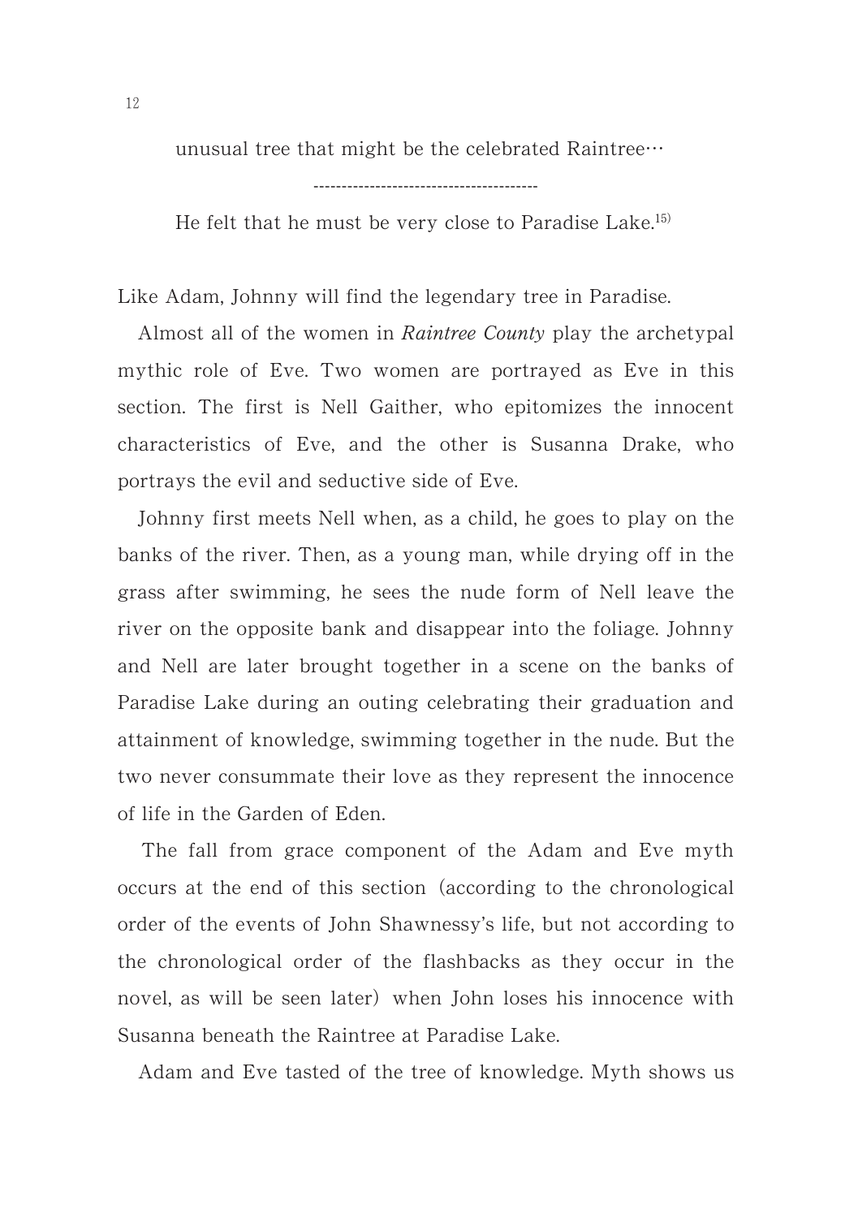unusual tree that might be the celebrated Raintree…

---------------------------------------

He felt that he must be very close to Paradise Lake.[15)]

Like Adam, Johnny will find the legendary tree in Paradise.

Almost all of the women in *Raintree County* play the archetypal mythic role of Eve. Two women are portrayed as Eve in this section. The first is Nell Gaither, who epitomizes the innocent characteristics of Eve, and the other is Susanna Drake, who portrays the evil and seductive side of Eve.

Johnny first meets Nell when, as a child, he goes to play on the banks of the river. Then, as a young man, while drying off in the grass after swimming, he sees the nude form of Nell leave the river on the opposite bank and disappear into the foliage. Johnny and Nell are later brought together in a scene on the banks of Paradise Lake during an outing celebrating their graduation and attainment of knowledge, swimming together in the nude. But the two never consummate their love as they represent the innocence of life in the Garden of Eden.

The fall from grace component of the Adam and Eve myth occurs at the end of this section (according to the chronological order of the events of John Shawnessy's life, but not according to the chronological order of the flashbacks as they occur in the novel, as will be seen later) when John loses his innocence with Susanna beneath the Raintree at Paradise Lake.

Adam and Eve tasted of the tree of knowledge. Myth shows us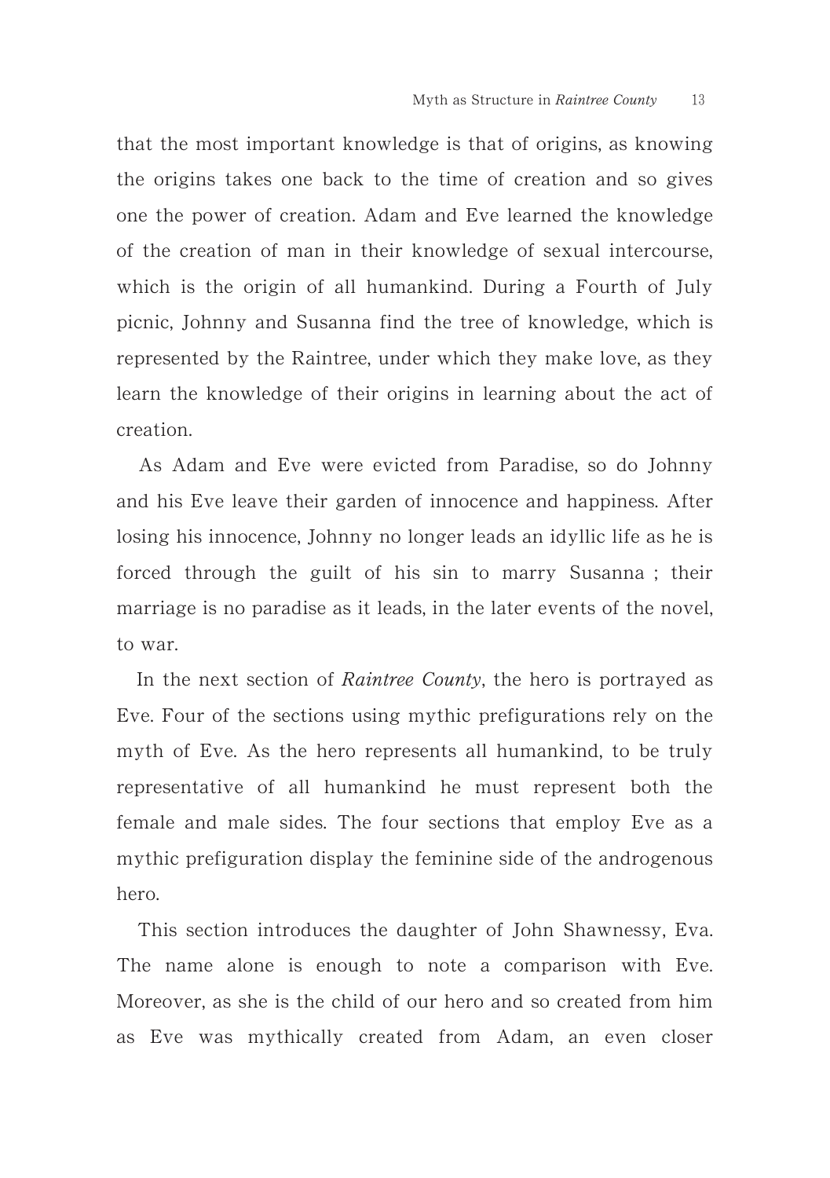that the most important knowledge is that of origins, as knowing the origins takes one back to the time of creation and so gives one the power of creation. Adam and Eve learned the knowledge of the creation of man in their knowledge of sexual intercourse, which is the origin of all humankind. During a Fourth of July picnic, Johnny and Susanna find the tree of knowledge, which is represented by the Raintree, under which they make love, as they learn the knowledge of their origins in learning about the act of creation.

As Adam and Eve were evicted from Paradise, so do Johnny and his Eve leave their garden of innocence and happiness. After losing his innocence, Johnny no longer leads an idyllic life as he is forced through the guilt of his sin to marry Susanna ; their marriage is no paradise as it leads, in the later events of the novel, to war.

In the next section of *Raintree County*, the hero is portrayed as Eve. Four of the sections using mythic prefigurations rely on the myth of Eve. As the hero represents all humankind, to be truly representative of all humankind he must represent both the female and male sides. The four sections that employ Eve as a mythic prefiguration display the feminine side of the androgenous hero.

This section introduces the daughter of John Shawnessy, Eva. The name alone is enough to note a comparison with Eve. Moreover, as she is the child of our hero and so created from him as Eve was mythically created from Adam, an even closer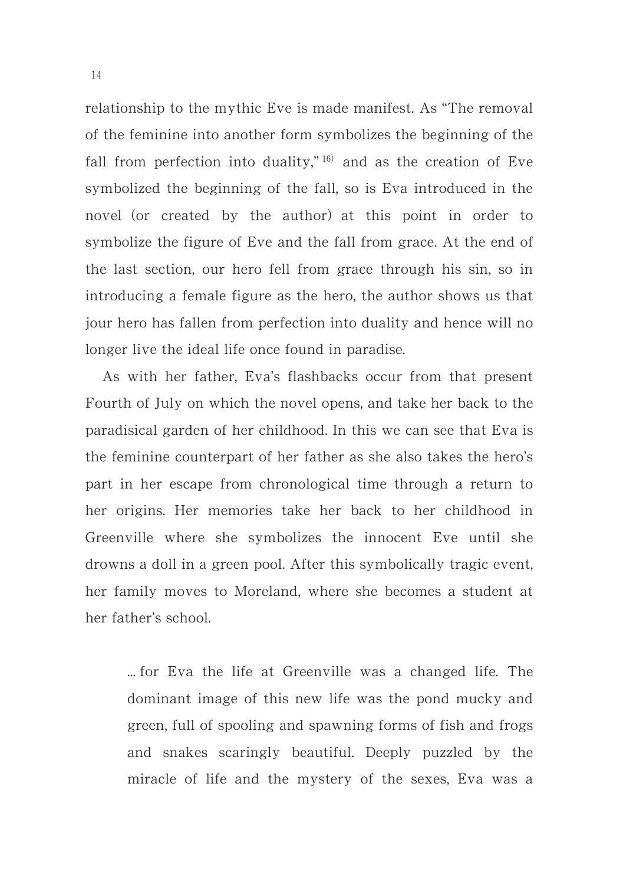relationship to the mythic Eve is made manifest. As "The removal of the feminine into another form symbolizes the beginning of the fall from perfection into duality," [16] and as the creation of Eve symbolized the beginning of the fall, so is Eva introduced in the novel (or created by the author) at this point in order to symbolize the figure of Eve and the fall from grace. At the end of the last section, our hero fell from grace through his sin, so in introducing a female figure as the hero, the author shows us that jour hero has fallen from perfection into duality and hence will no longer live the ideal life once found in paradise.

As with her father, Eva's flashbacks occur from that present Fourth of July on which the novel opens, and take her back to the paradisical garden of her childhood. In this we can see that Eva is the feminine counterpart of her father as she also takes the hero's part in her escape from chronological time through a return to her origins. Her memories take her back to her childhood in Greenville where she symbolizes the innocent Eve until she drowns a doll in a green pool. After this symbolically tragic event, her family moves to Moreland, where she becomes a student at her father's school.

> ... for Eva the life at Greenville was a changed life. The dominant image of this new life was the pond mucky and green, full of spooling and spawning forms of fish and frogs and snakes scaringly beautiful. Deeply puzzled by the miracle of life and the mystery of the sexes, Eva was a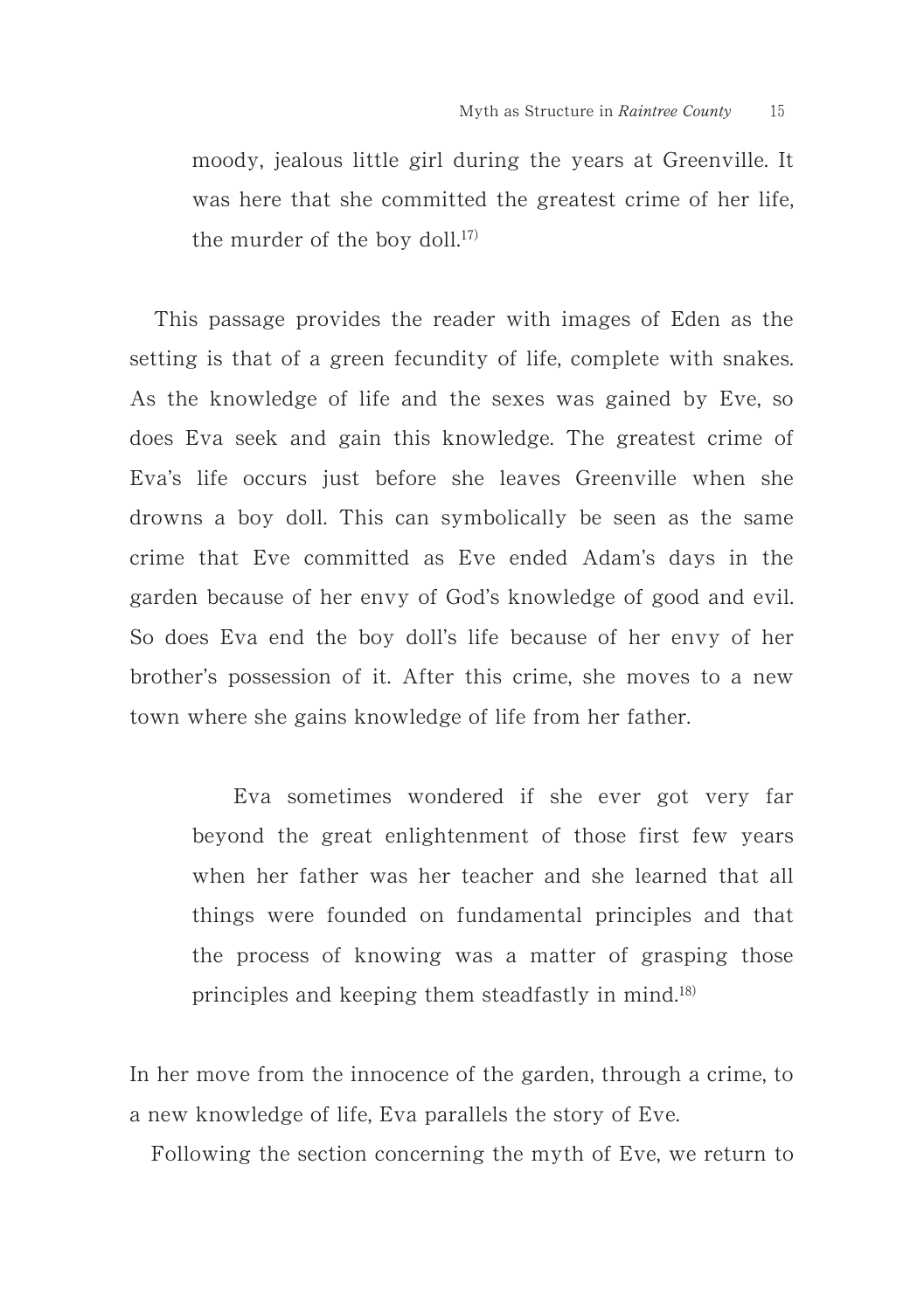moody, jealous little girl during the years at Greenville. It was here that she committed the greatest crime of her life, the murder of the boy doll.[17]

This passage provides the reader with images of Eden as the setting is that of a green fecundity of life, complete with snakes. As the knowledge of life and the sexes was gained by Eve, so does Eva seek and gain this knowledge. The greatest crime of Eva's life occurs just before she leaves Greenville when she drowns a boy doll. This can symbolically be seen as the same crime that Eve committed as Eve ended Adam's days in the garden because of her envy of God's knowledge of good and evil. So does Eva end the boy doll's life because of her envy of her brother's possession of it. After this crime, she moves to a new town where she gains knowledge of life from her father.

> Eva sometimes wondered if she ever got very far beyond the great enlightenment of those first few years when her father was her teacher and she learned that all things were founded on fundamental principles and that the process of knowing was a matter of grasping those principles and keeping them steadfastly in mind.[18]

In her move from the innocence of the garden, through a crime, to a new knowledge of life, Eva parallels the story of Eve.

Following the section concerning the myth of Eve, we return to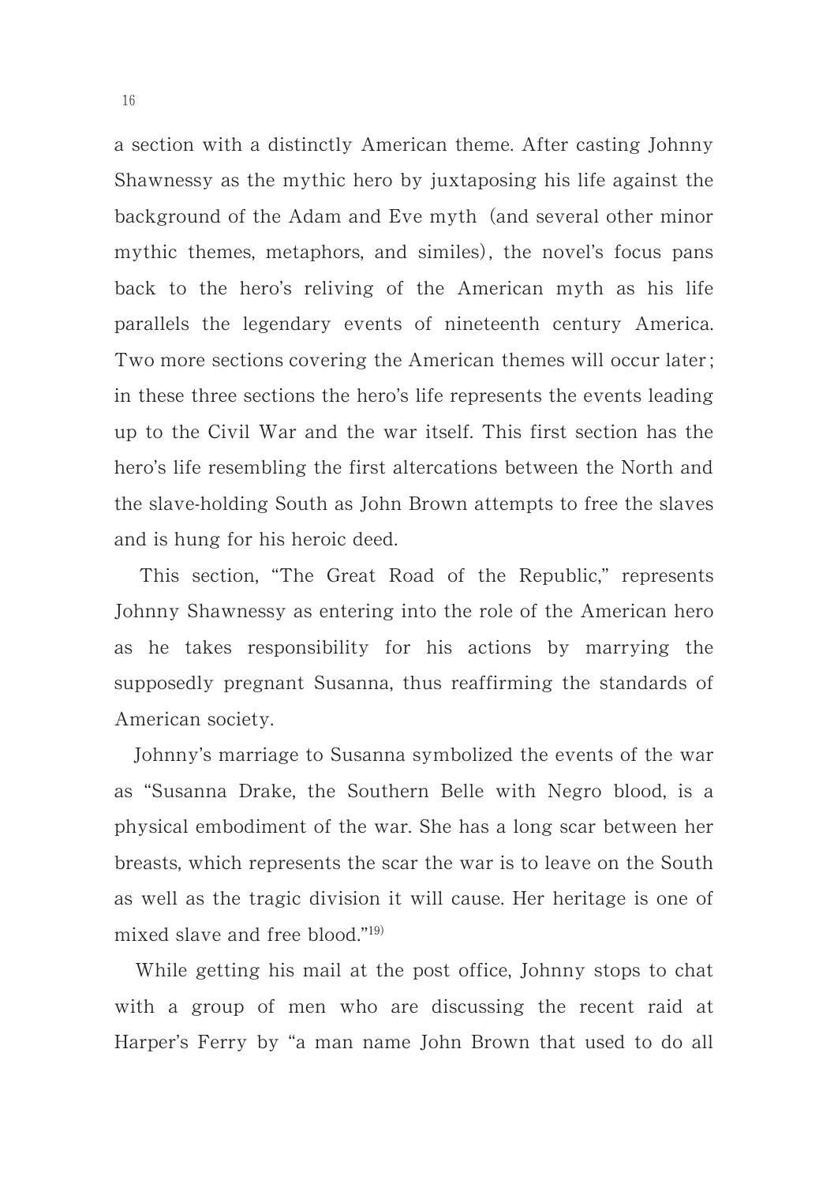a section with a distinctly American theme. After casting Johnny Shawnessy as the mythic hero by juxtaposing his life against the background of the Adam and Eve myth (and several other minor mythic themes, metaphors, and similes), the novel's focus pans back to the hero's reliving of the American myth as his life parallels the legendary events of nineteenth century America. Two more sections covering the American themes will occur later; in these three sections the hero's life represents the events leading up to the Civil War and the war itself. This first section has the hero's life resembling the first altercations between the North and the slave-holding South as John Brown attempts to free the slaves and is hung for his heroic deed.

This section, "The Great Road of the Republic," represents Johnny Shawnessy as entering into the role of the American hero as he takes responsibility for his actions by marrying the supposedly pregnant Susanna, thus reaffirming the standards of American society.

Johnny's marriage to Susanna symbolized the events of the war as "Susanna Drake, the Southern Belle with Negro blood, is a physical embodiment of the war. She has a long scar between her breasts, which represents the scar the war is to leave on the South as well as the tragic division it will cause. Her heritage is one of mixed slave and free blood."[19]

While getting his mail at the post office, Johnny stops to chat with a group of men who are discussing the recent raid at Harper's Ferry by "a man name John Brown that used to do all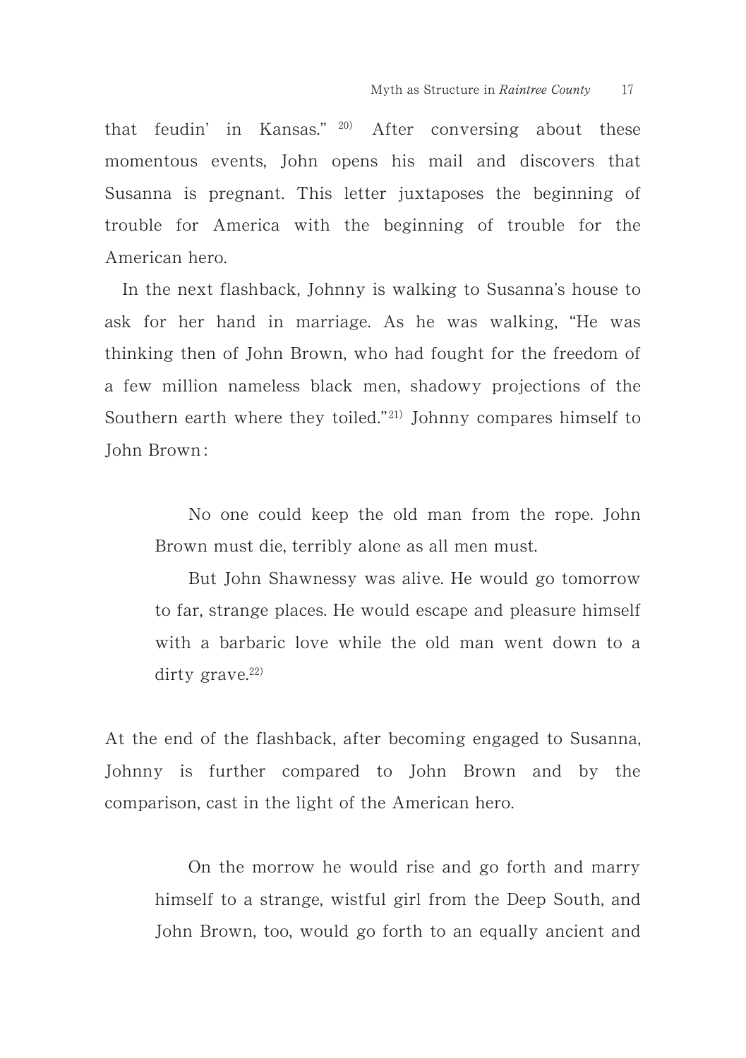that feudin' in Kansas."[20] After conversing about these momentous events, John opens his mail and discovers that Susanna is pregnant. This letter juxtaposes the beginning of trouble for America with the beginning of trouble for the American hero.

In the next flashback, Johnny is walking to Susanna's house to ask for her hand in marriage. As he was walking, "He was thinking then of John Brown, who had fought for the freedom of a few million nameless black men, shadowy projections of the Southern earth where they toiled."[21] Johnny compares himself to John Brown:

> No one could keep the old man from the rope. John Brown must die, terribly alone as all men must.
>
> But John Shawnessy was alive. He would go tomorrow to far, strange places. He would escape and pleasure himself with a barbaric love while the old man went down to a dirty grave.[22]

At the end of the flashback, after becoming engaged to Susanna, Johnny is further compared to John Brown and by the comparison, cast in the light of the American hero.

> On the morrow he would rise and go forth and marry himself to a strange, wistful girl from the Deep South, and John Brown, too, would go forth to an equally ancient and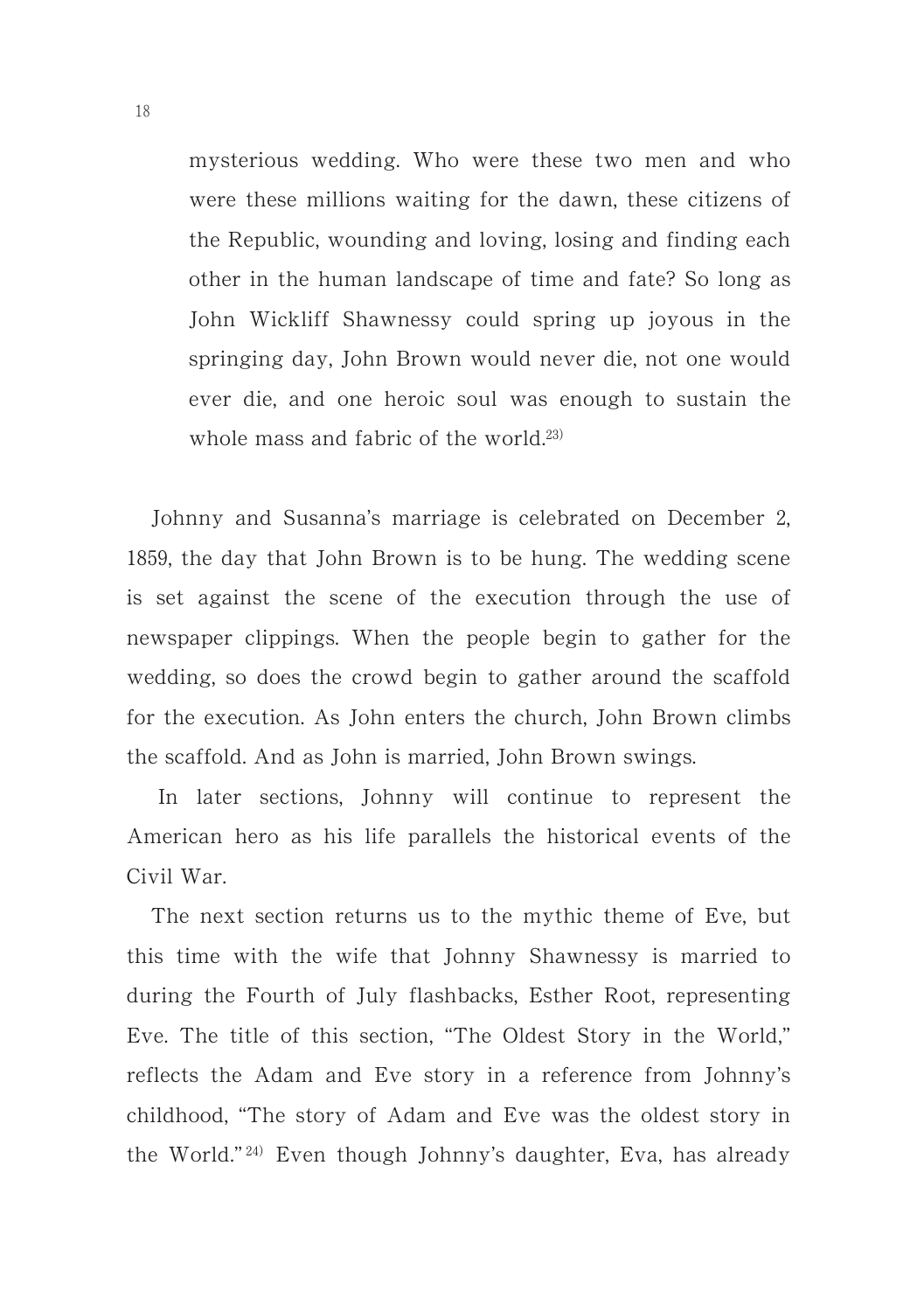> mysterious wedding. Who were these two men and who were these millions waiting for the dawn, these citizens of the Republic, wounding and loving, losing and finding each other in the human landscape of time and fate? So long as John Wickliff Shawnessy could spring up joyous in the springing day, John Brown would never die, not one would ever die, and one heroic soul was enough to sustain the whole mass and fabric of the world.[23)]

Johnny and Susanna's marriage is celebrated on December 2, 1859, the day that John Brown is to be hung. The wedding scene is set against the scene of the execution through the use of newspaper clippings. When the people begin to gather for the wedding, so does the crowd begin to gather around the scaffold for the execution. As John enters the church, John Brown climbs the scaffold. And as John is married, John Brown swings.

In later sections, Johnny will continue to represent the American hero as his life parallels the historical events of the Civil War.

The next section returns us to the mythic theme of Eve, but this time with the wife that Johnny Shawnessy is married to during the Fourth of July flashbacks, Esther Root, representing Eve. The title of this section, "The Oldest Story in the World," reflects the Adam and Eve story in a reference from Johnny's childhood, "The story of Adam and Eve was the oldest story in the World."[24)] Even though Johnny's daughter, Eva, has already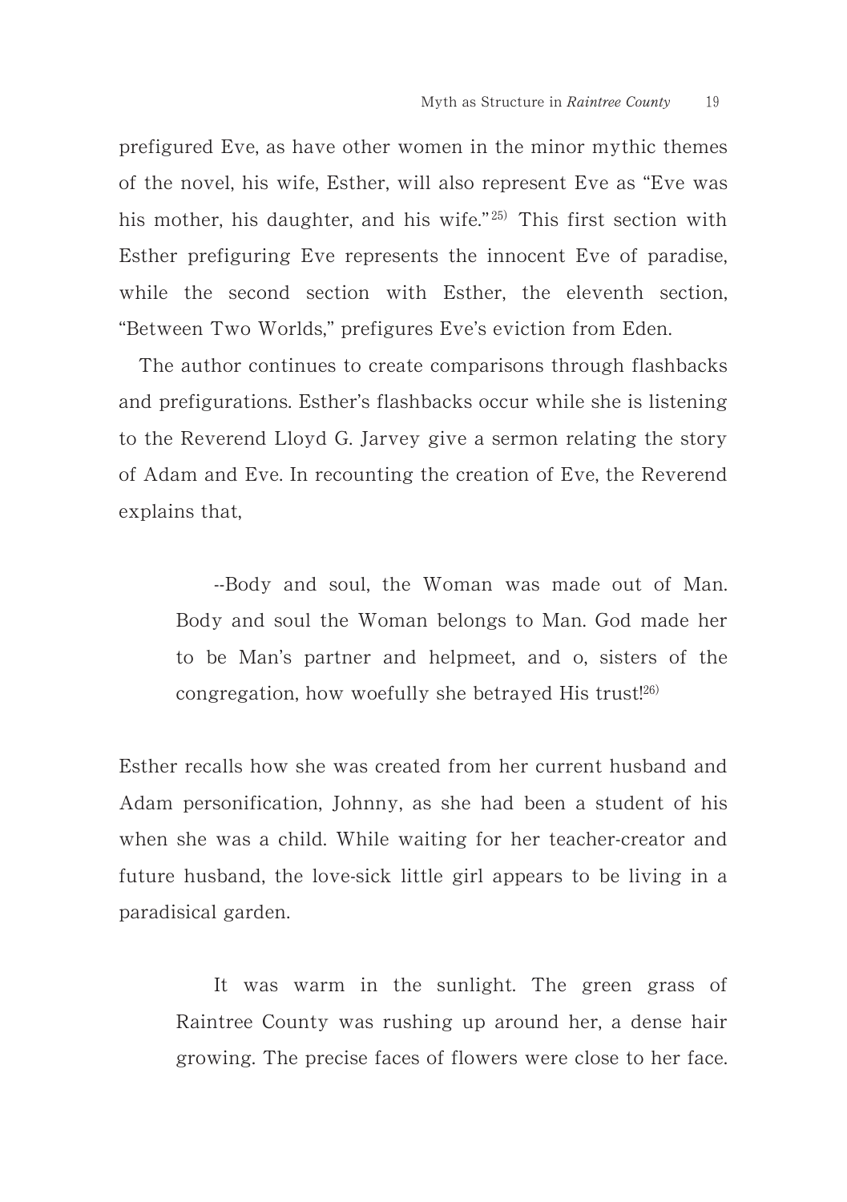prefigured Eve, as have other women in the minor mythic themes of the novel, his wife, Esther, will also represent Eve as "Eve was his mother, his daughter, and his wife."[25] This first section with Esther prefiguring Eve represents the innocent Eve of paradise, while the second section with Esther, the eleventh section, "Between Two Worlds," prefigures Eve's eviction from Eden.

The author continues to create comparisons through flashbacks and prefigurations. Esther's flashbacks occur while she is listening to the Reverend Lloyd G. Jarvey give a sermon relating the story of Adam and Eve. In recounting the creation of Eve, the Reverend explains that,

> --Body and soul, the Woman was made out of Man. Body and soul the Woman belongs to Man. God made her to be Man's partner and helpmeet, and o, sisters of the congregation, how woefully she betrayed His trust![26]

Esther recalls how she was created from her current husband and Adam personification, Johnny, as she had been a student of his when she was a child. While waiting for her teacher-creator and future husband, the love-sick little girl appears to be living in a paradisical garden.

> It was warm in the sunlight. The green grass of Raintree County was rushing up around her, a dense hair growing. The precise faces of flowers were close to her face.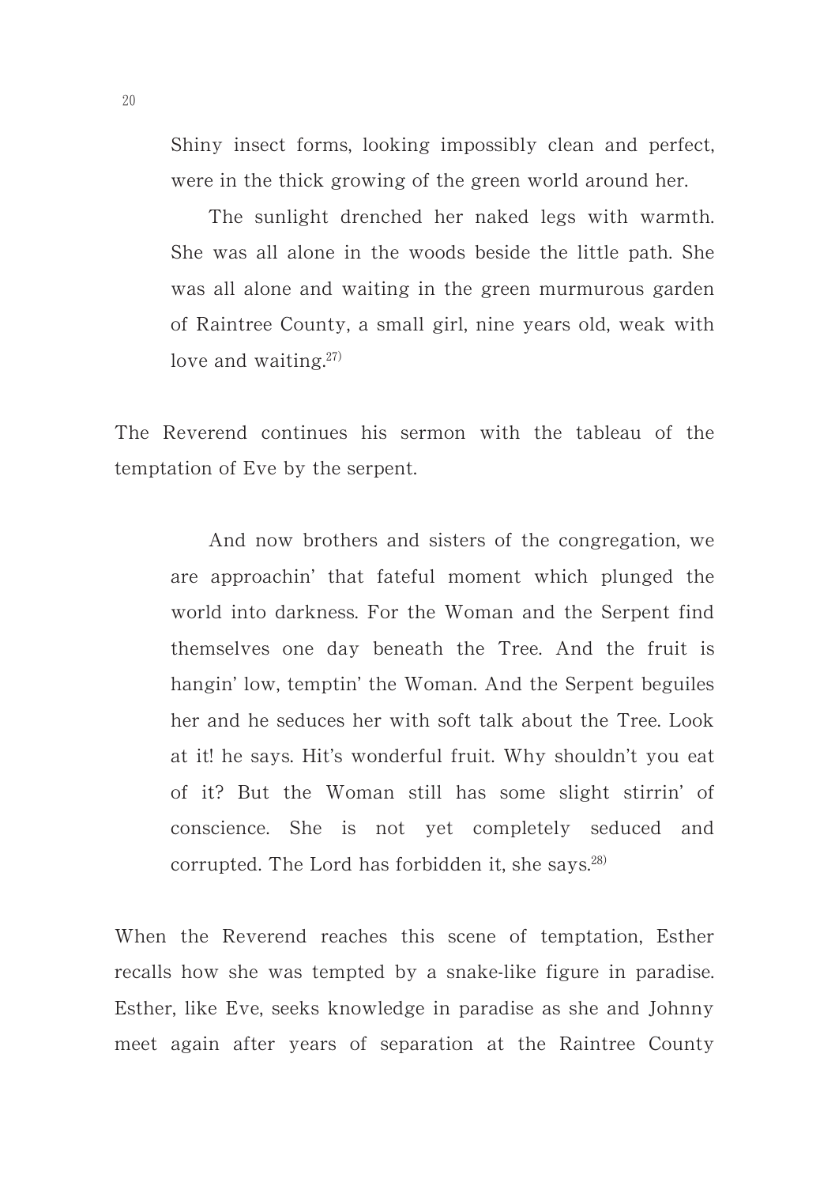Shiny insect forms, looking impossibly clean and perfect, were in the thick growing of the green world around her.

The sunlight drenched her naked legs with warmth. She was all alone in the woods beside the little path. She was all alone and waiting in the green murmurous garden of Raintree County, a small girl, nine years old, weak with love and waiting.[27]

The Reverend continues his sermon with the tableau of the temptation of Eve by the serpent.

> And now brothers and sisters of the congregation, we are approachin' that fateful moment which plunged the world into darkness. For the Woman and the Serpent find themselves one day beneath the Tree. And the fruit is hangin' low, temptin' the Woman. And the Serpent beguiles her and he seduces her with soft talk about the Tree. Look at it! he says. Hit's wonderful fruit. Why shouldn't you eat of it? But the Woman still has some slight stirrin' of conscience. She is not yet completely seduced and corrupted. The Lord has forbidden it, she says.[28]

When the Reverend reaches this scene of temptation, Esther recalls how she was tempted by a snake-like figure in paradise. Esther, like Eve, seeks knowledge in paradise as she and Johnny meet again after years of separation at the Raintree County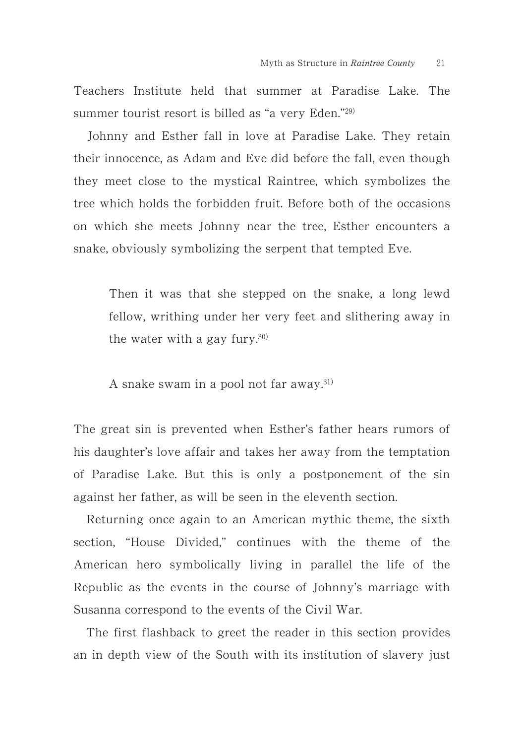Teachers Institute held that summer at Paradise Lake. The summer tourist resort is billed as "a very Eden."[29]

Johnny and Esther fall in love at Paradise Lake. They retain their innocence, as Adam and Eve did before the fall, even though they meet close to the mystical Raintree, which symbolizes the tree which holds the forbidden fruit. Before both of the occasions on which she meets Johnny near the tree, Esther encounters a snake, obviously symbolizing the serpent that tempted Eve.

> Then it was that she stepped on the snake, a long lewd fellow, writhing under her very feet and slithering away in the water with a gay fury.[30]

> A snake swam in a pool not far away.[31]

The great sin is prevented when Esther's father hears rumors of his daughter's love affair and takes her away from the temptation of Paradise Lake. But this is only a postponement of the sin against her father, as will be seen in the eleventh section.

Returning once again to an American mythic theme, the sixth section, "House Divided," continues with the theme of the American hero symbolically living in parallel the life of the Republic as the events in the course of Johnny's marriage with Susanna correspond to the events of the Civil War.

The first flashback to greet the reader in this section provides an in depth view of the South with its institution of slavery just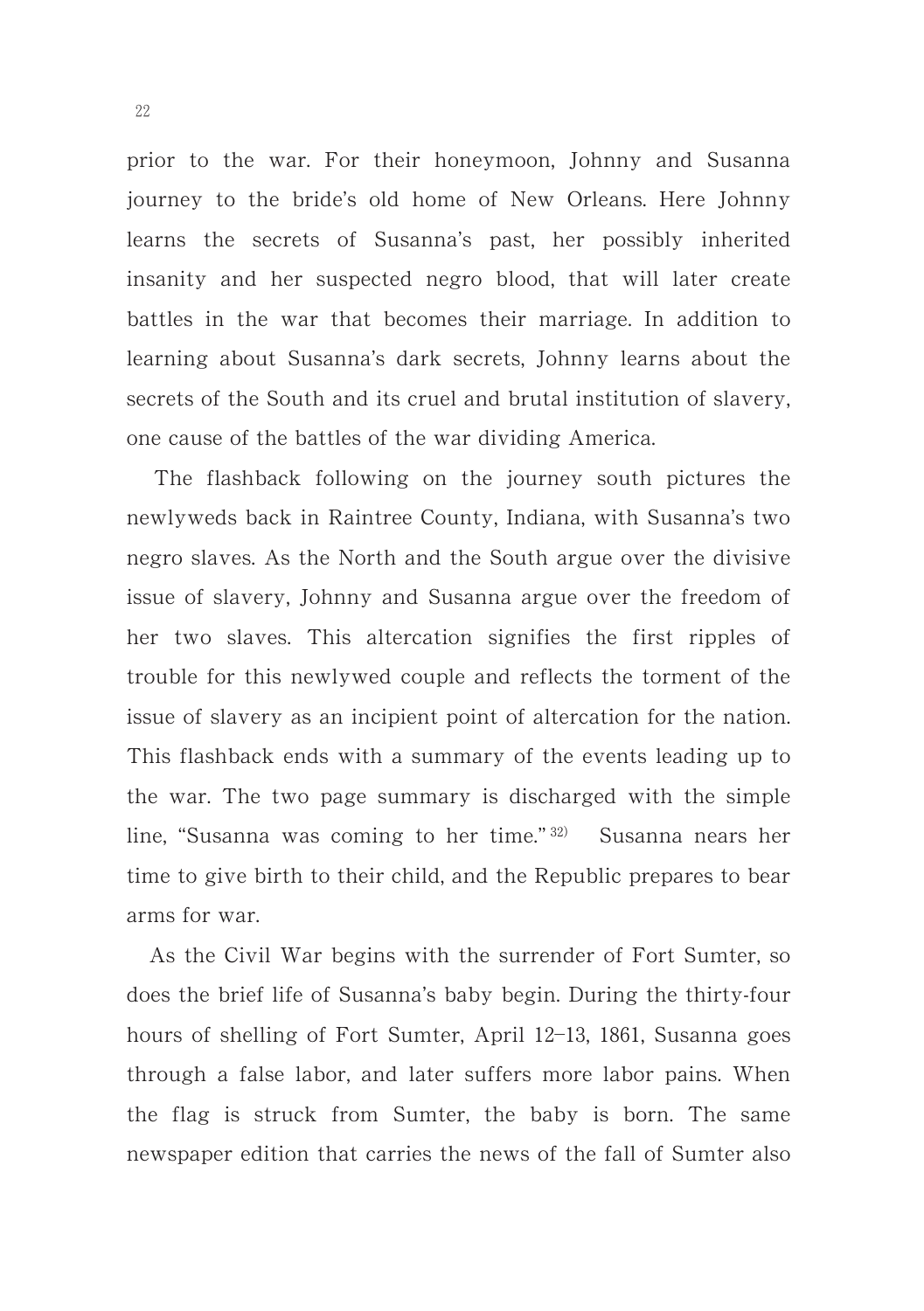prior to the war. For their honeymoon, Johnny and Susanna journey to the bride's old home of New Orleans. Here Johnny learns the secrets of Susanna's past, her possibly inherited insanity and her suspected negro blood, that will later create battles in the war that becomes their marriage. In addition to learning about Susanna's dark secrets, Johnny learns about the secrets of the South and its cruel and brutal institution of slavery, one cause of the battles of the war dividing America.

The flashback following on the journey south pictures the newlyweds back in Raintree County, Indiana, with Susanna's two negro slaves. As the North and the South argue over the divisive issue of slavery, Johnny and Susanna argue over the freedom of her two slaves. This altercation signifies the first ripples of trouble for this newlywed couple and reflects the torment of the issue of slavery as an incipient point of altercation for the nation. This flashback ends with a summary of the events leading up to the war. The two page summary is discharged with the simple line, "Susanna was coming to her time."[32] Susanna nears her time to give birth to their child, and the Republic prepares to bear arms for war.

As the Civil War begins with the surrender of Fort Sumter, so does the brief life of Susanna's baby begin. During the thirty-four hours of shelling of Fort Sumter, April 12–13, 1861, Susanna goes through a false labor, and later suffers more labor pains. When the flag is struck from Sumter, the baby is born. The same newspaper edition that carries the news of the fall of Sumter also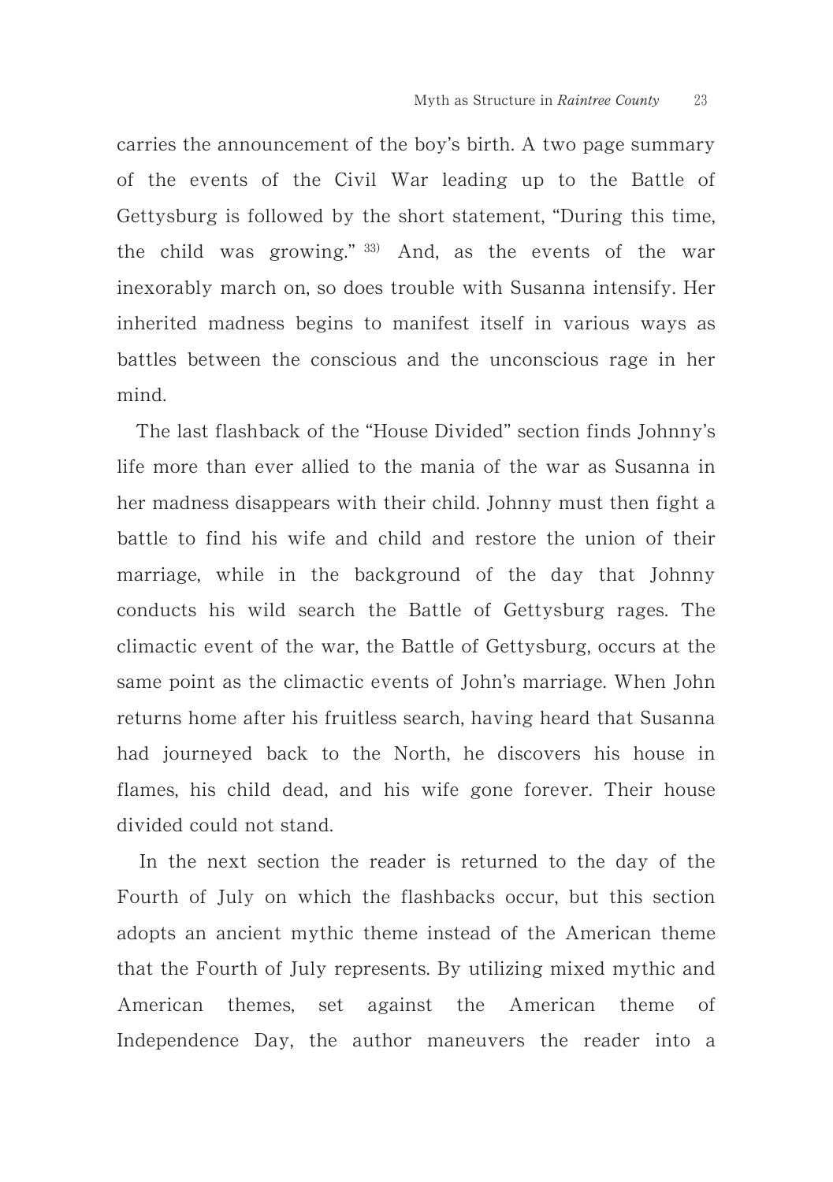carries the announcement of the boy's birth. A two page summary of the events of the Civil War leading up to the Battle of Gettysburg is followed by the short statement, "During this time, the child was growing." [33] And, as the events of the war inexorably march on, so does trouble with Susanna intensify. Her inherited madness begins to manifest itself in various ways as battles between the conscious and the unconscious rage in her mind.

The last flashback of the "House Divided" section finds Johnny's life more than ever allied to the mania of the war as Susanna in her madness disappears with their child. Johnny must then fight a battle to find his wife and child and restore the union of their marriage, while in the background of the day that Johnny conducts his wild search the Battle of Gettysburg rages. The climactic event of the war, the Battle of Gettysburg, occurs at the same point as the climactic events of John's marriage. When John returns home after his fruitless search, having heard that Susanna had journeyed back to the North, he discovers his house in flames, his child dead, and his wife gone forever. Their house divided could not stand.

In the next section the reader is returned to the day of the Fourth of July on which the flashbacks occur, but this section adopts an ancient mythic theme instead of the American theme that the Fourth of July represents. By utilizing mixed mythic and American themes, set against the American theme of Independence Day, the author maneuvers the reader into a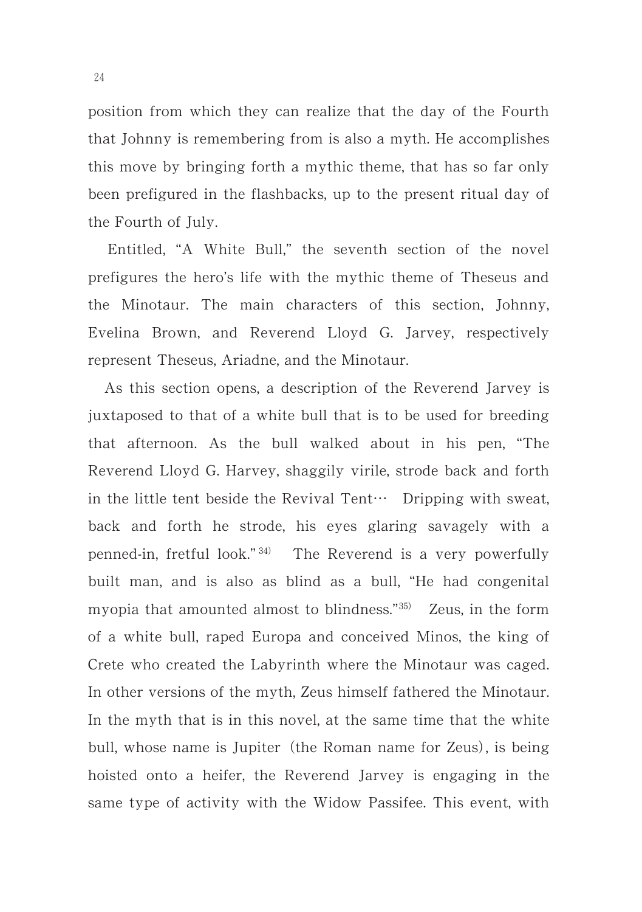position from which they can realize that the day of the Fourth that Johnny is remembering from is also a myth. He accomplishes this move by bringing forth a mythic theme, that has so far only been prefigured in the flashbacks, up to the present ritual day of the Fourth of July.

Entitled, "A White Bull," the seventh section of the novel prefigures the hero's life with the mythic theme of Theseus and the Minotaur. The main characters of this section, Johnny, Evelina Brown, and Reverend Lloyd G. Jarvey, respectively represent Theseus, Ariadne, and the Minotaur.

As this section opens, a description of the Reverend Jarvey is juxtaposed to that of a white bull that is to be used for breeding that afternoon. As the bull walked about in his pen, "The Reverend Lloyd G. Harvey, shaggily virile, strode back and forth in the little tent beside the Revival Tent… Dripping with sweat, back and forth he strode, his eyes glaring savagely with a penned-in, fretful look." [34] The Reverend is a very powerfully built man, and is also as blind as a bull, "He had congenital myopia that amounted almost to blindness."[35] Zeus, in the form of a white bull, raped Europa and conceived Minos, the king of Crete who created the Labyrinth where the Minotaur was caged. In other versions of the myth, Zeus himself fathered the Minotaur. In the myth that is in this novel, at the same time that the white bull, whose name is Jupiter (the Roman name for Zeus), is being hoisted onto a heifer, the Reverend Jarvey is engaging in the same type of activity with the Widow Passifee. This event, with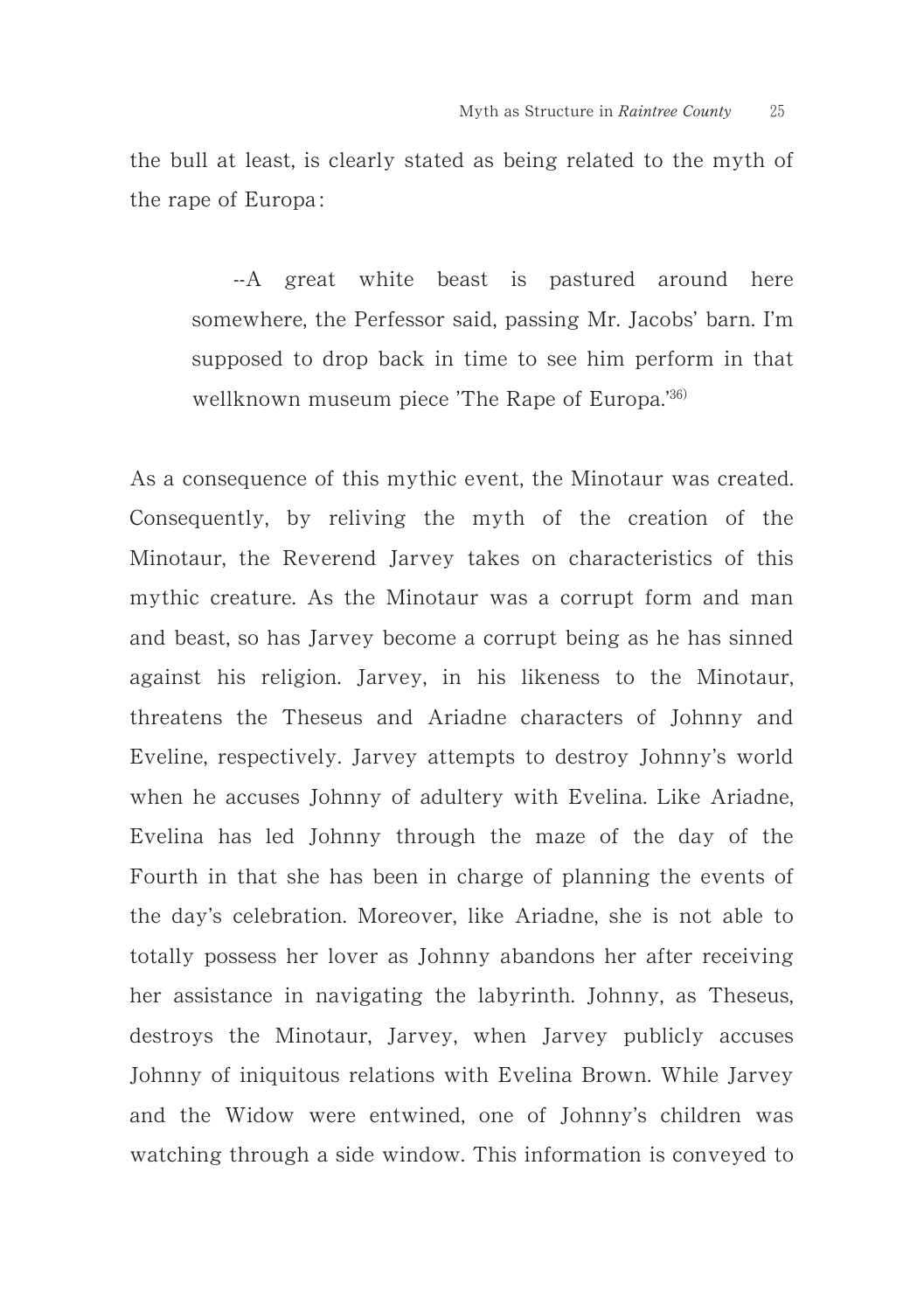the bull at least, is clearly stated as being related to the myth of the rape of Europa:

> --A great white beast is pastured around here somewhere, the Perfessor said, passing Mr. Jacobs' barn. I'm supposed to drop back in time to see him perform in that wellknown museum piece 'The Rape of Europa.'[36)]

As a consequence of this mythic event, the Minotaur was created. Consequently, by reliving the myth of the creation of the Minotaur, the Reverend Jarvey takes on characteristics of this mythic creature. As the Minotaur was a corrupt form and man and beast, so has Jarvey become a corrupt being as he has sinned against his religion. Jarvey, in his likeness to the Minotaur, threatens the Theseus and Ariadne characters of Johnny and Eveline, respectively. Jarvey attempts to destroy Johnny's world when he accuses Johnny of adultery with Evelina. Like Ariadne, Evelina has led Johnny through the maze of the day of the Fourth in that she has been in charge of planning the events of the day's celebration. Moreover, like Ariadne, she is not able to totally possess her lover as Johnny abandons her after receiving her assistance in navigating the labyrinth. Johnny, as Theseus, destroys the Minotaur, Jarvey, when Jarvey publicly accuses Johnny of iniquitous relations with Evelina Brown. While Jarvey and the Widow were entwined, one of Johnny's children was watching through a side window. This information is conveyed to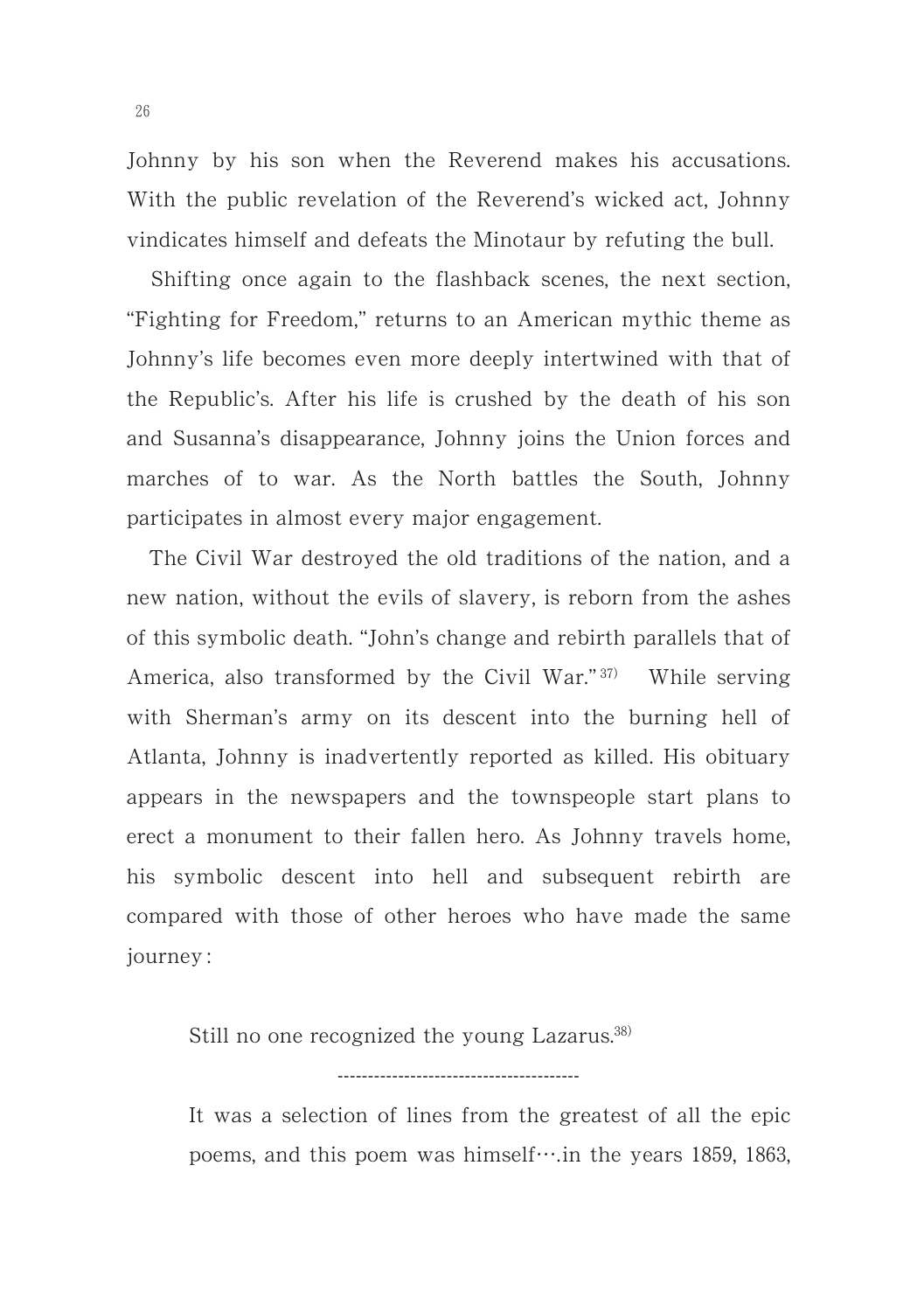Johnny by his son when the Reverend makes his accusations. With the public revelation of the Reverend's wicked act, Johnny vindicates himself and defeats the Minotaur by refuting the bull.

Shifting once again to the flashback scenes, the next section, "Fighting for Freedom," returns to an American mythic theme as Johnny's life becomes even more deeply intertwined with that of the Republic's. After his life is crushed by the death of his son and Susanna's disappearance, Johnny joins the Union forces and marches of to war. As the North battles the South, Johnny participates in almost every major engagement.

The Civil War destroyed the old traditions of the nation, and a new nation, without the evils of slavery, is reborn from the ashes of this symbolic death. "John's change and rebirth parallels that of America, also transformed by the Civil War." [37] While serving with Sherman's army on its descent into the burning hell of Atlanta, Johnny is inadvertently reported as killed. His obituary appears in the newspapers and the townspeople start plans to erect a monument to their fallen hero. As Johnny travels home, his symbolic descent into hell and subsequent rebirth are compared with those of other heroes who have made the same journey:

> Still no one recognized the young Lazarus.[38]
>
> ---------------------------------------
>
> It was a selection of lines from the greatest of all the epic poems, and this poem was himself….in the years 1859, 1863,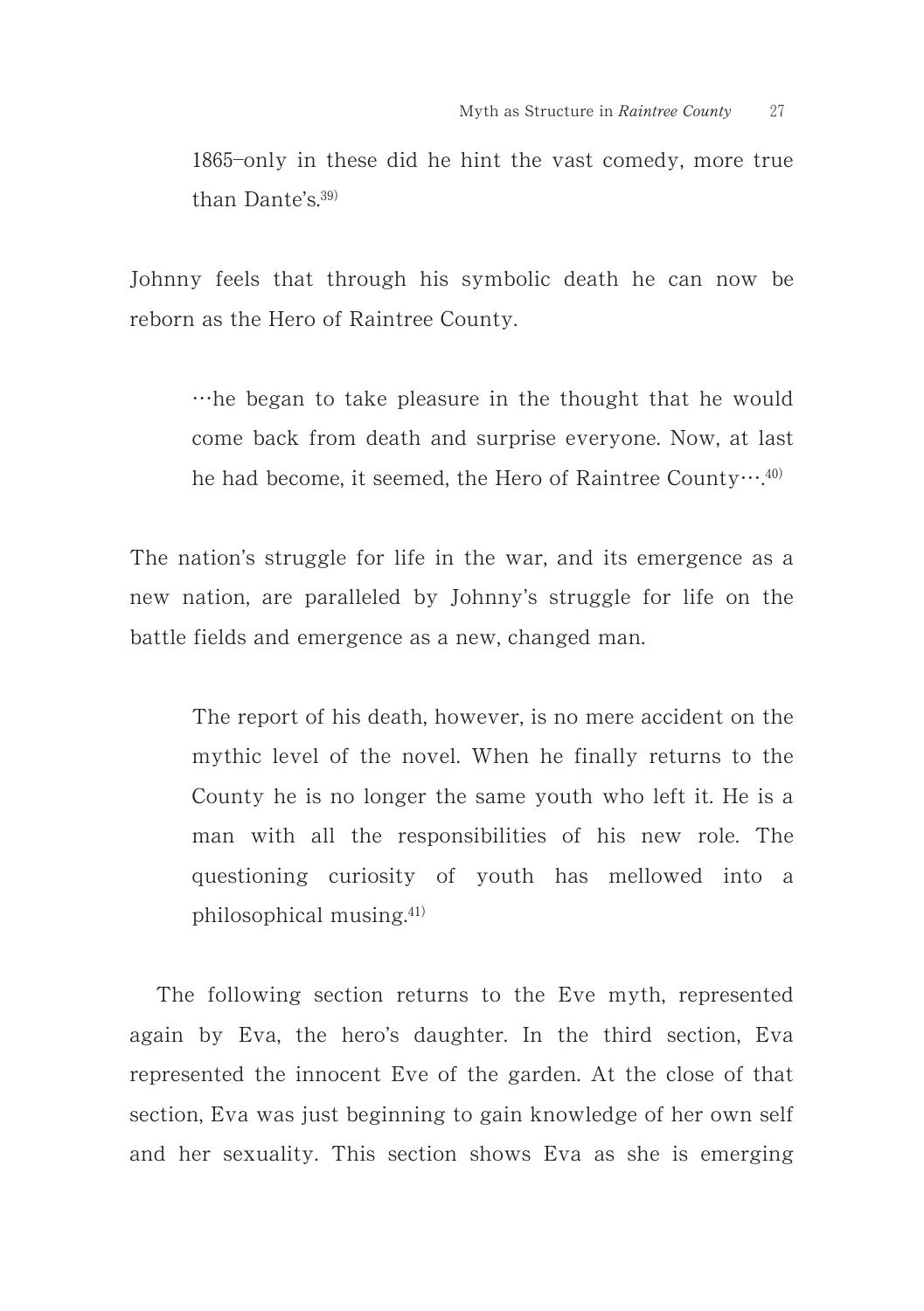> 1865–only in these did he hint the vast comedy, more true than Dante's.[39]

Johnny feels that through his symbolic death he can now be reborn as the Hero of Raintree County.

> …he began to take pleasure in the thought that he would come back from death and surprise everyone. Now, at last he had become, it seemed, the Hero of Raintree County….[40]

The nation's struggle for life in the war, and its emergence as a new nation, are paralleled by Johnny's struggle for life on the battle fields and emergence as a new, changed man.

> The report of his death, however, is no mere accident on the mythic level of the novel. When he finally returns to the County he is no longer the same youth who left it. He is a man with all the responsibilities of his new role. The questioning curiosity of youth has mellowed into a philosophical musing.[41]

The following section returns to the Eve myth, represented again by Eva, the hero's daughter. In the third section, Eva represented the innocent Eve of the garden. At the close of that section, Eva was just beginning to gain knowledge of her own self and her sexuality. This section shows Eva as she is emerging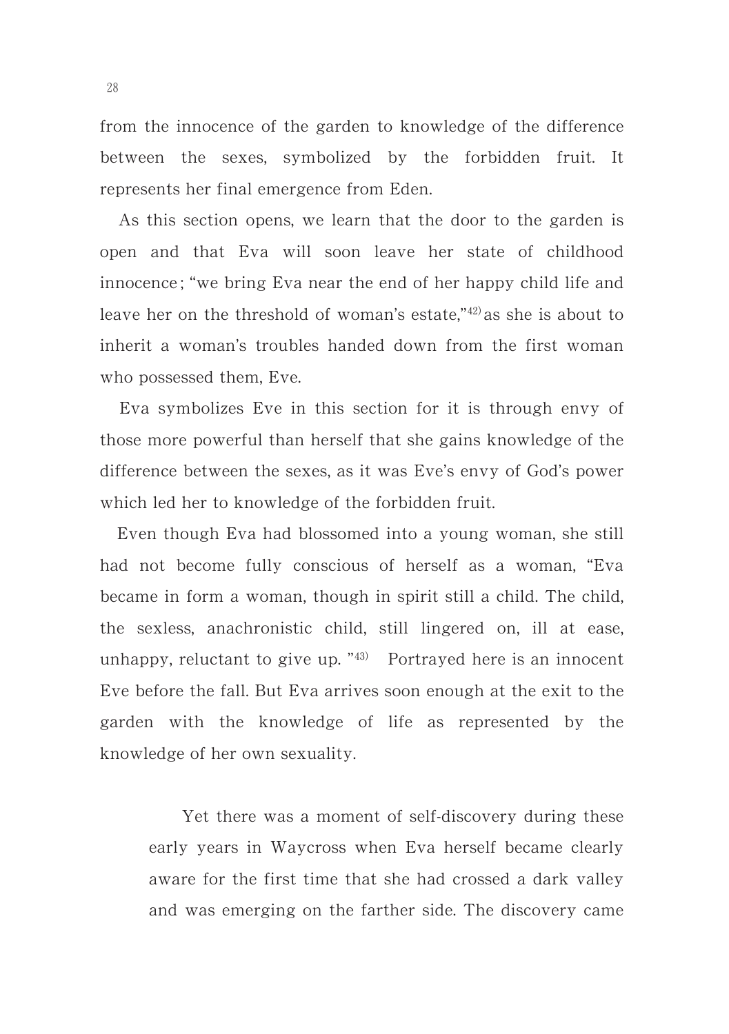from the innocence of the garden to knowledge of the difference between the sexes, symbolized by the forbidden fruit. It represents her final emergence from Eden.

As this section opens, we learn that the door to the garden is open and that Eva will soon leave her state of childhood innocence; "we bring Eva near the end of her happy child life and leave her on the threshold of woman's estate,"[42] as she is about to inherit a woman's troubles handed down from the first woman who possessed them, Eve.

Eva symbolizes Eve in this section for it is through envy of those more powerful than herself that she gains knowledge of the difference between the sexes, as it was Eve's envy of God's power which led her to knowledge of the forbidden fruit.

Even though Eva had blossomed into a young woman, she still had not become fully conscious of herself as a woman, "Eva became in form a woman, though in spirit still a child. The child, the sexless, anachronistic child, still lingered on, ill at ease, unhappy, reluctant to give up."[43] Portrayed here is an innocent Eve before the fall. But Eva arrives soon enough at the exit to the garden with the knowledge of life as represented by the knowledge of her own sexuality.

> Yet there was a moment of self-discovery during these early years in Waycross when Eva herself became clearly aware for the first time that she had crossed a dark valley and was emerging on the farther side. The discovery came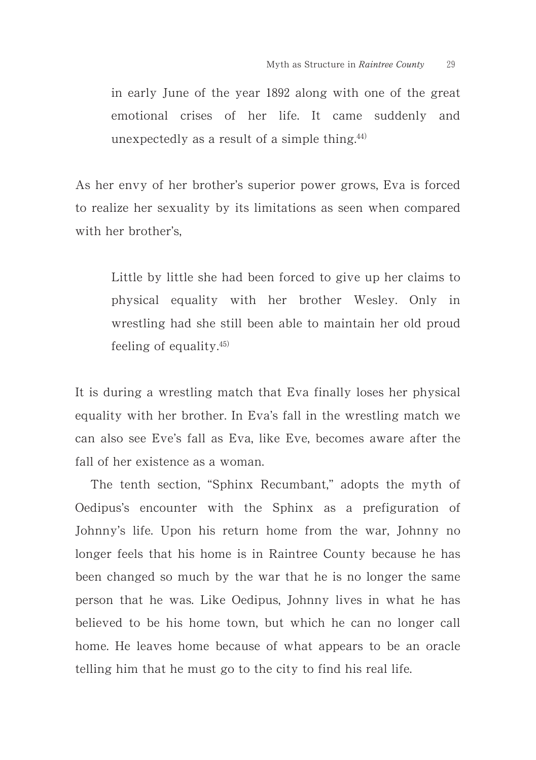> in early June of the year 1892 along with one of the great emotional crises of her life. It came suddenly and unexpectedly as a result of a simple thing.[44]

As her envy of her brother's superior power grows, Eva is forced to realize her sexuality by its limitations as seen when compared with her brother's,

> Little by little she had been forced to give up her claims to physical equality with her brother Wesley. Only in wrestling had she still been able to maintain her old proud feeling of equality.[45]

It is during a wrestling match that Eva finally loses her physical equality with her brother. In Eva's fall in the wrestling match we can also see Eve's fall as Eva, like Eve, becomes aware after the fall of her existence as a woman.

The tenth section, "Sphinx Recumbant," adopts the myth of Oedipus's encounter with the Sphinx as a prefiguration of Johnny's life. Upon his return home from the war, Johnny no longer feels that his home is in Raintree County because he has been changed so much by the war that he is no longer the same person that he was. Like Oedipus, Johnny lives in what he has believed to be his home town, but which he can no longer call home. He leaves home because of what appears to be an oracle telling him that he must go to the city to find his real life.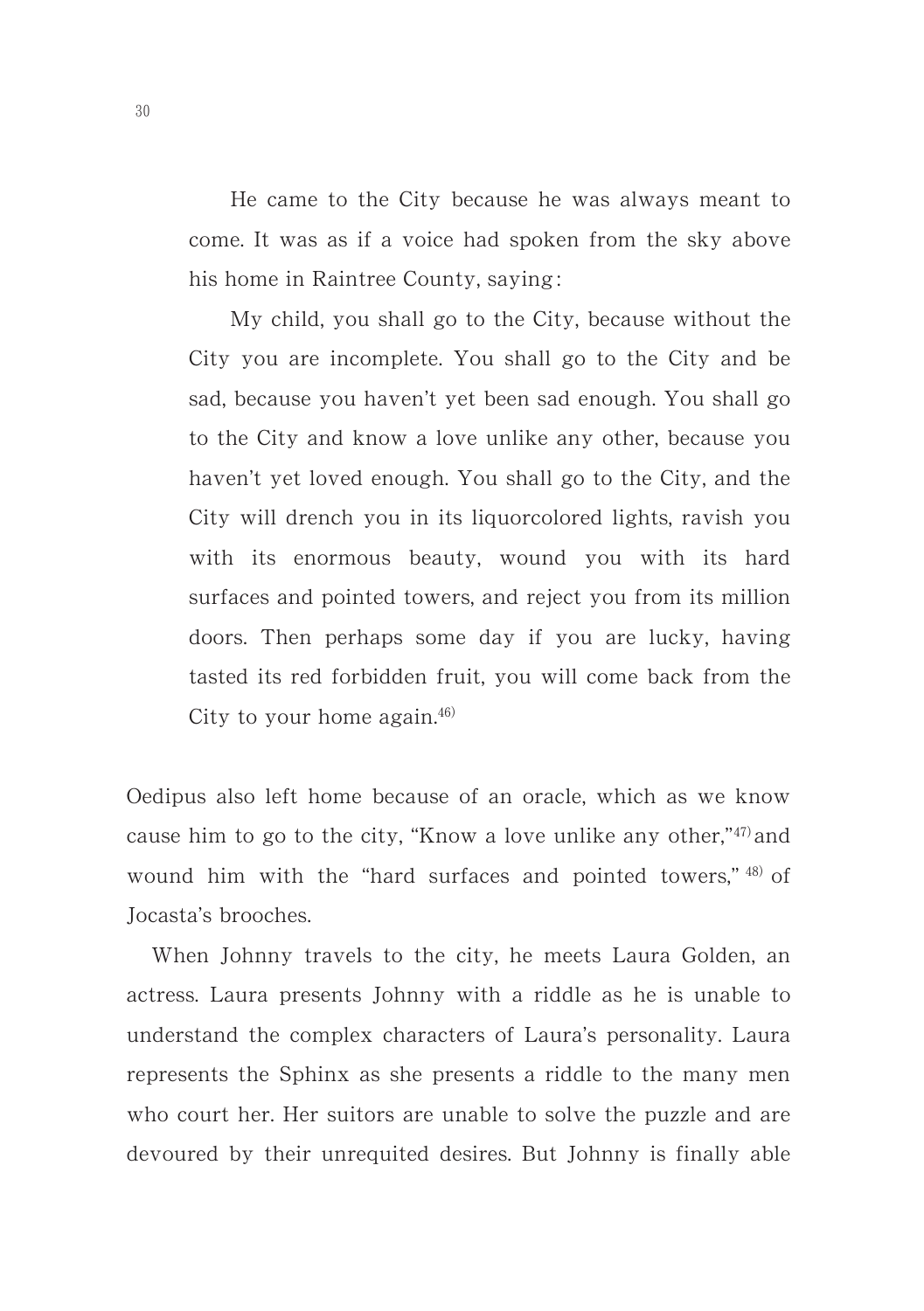> He came to the City because he was always meant to come. It was as if a voice had spoken from the sky above his home in Raintree County, saying:
>
> My child, you shall go to the City, because without the City you are incomplete. You shall go to the City and be sad, because you haven't yet been sad enough. You shall go to the City and know a love unlike any other, because you haven't yet loved enough. You shall go to the City, and the City will drench you in its liquorcolored lights, ravish you with its enormous beauty, wound you with its hard surfaces and pointed towers, and reject you from its million doors. Then perhaps some day if you are lucky, having tasted its red forbidden fruit, you will come back from the City to your home again.[46]

Oedipus also left home because of an oracle, which as we know cause him to go to the city, "Know a love unlike any other,"[47] and wound him with the "hard surfaces and pointed towers,"[48] of Jocasta's brooches.

When Johnny travels to the city, he meets Laura Golden, an actress. Laura presents Johnny with a riddle as he is unable to understand the complex characters of Laura's personality. Laura represents the Sphinx as she presents a riddle to the many men who court her. Her suitors are unable to solve the puzzle and are devoured by their unrequited desires. But Johnny is finally able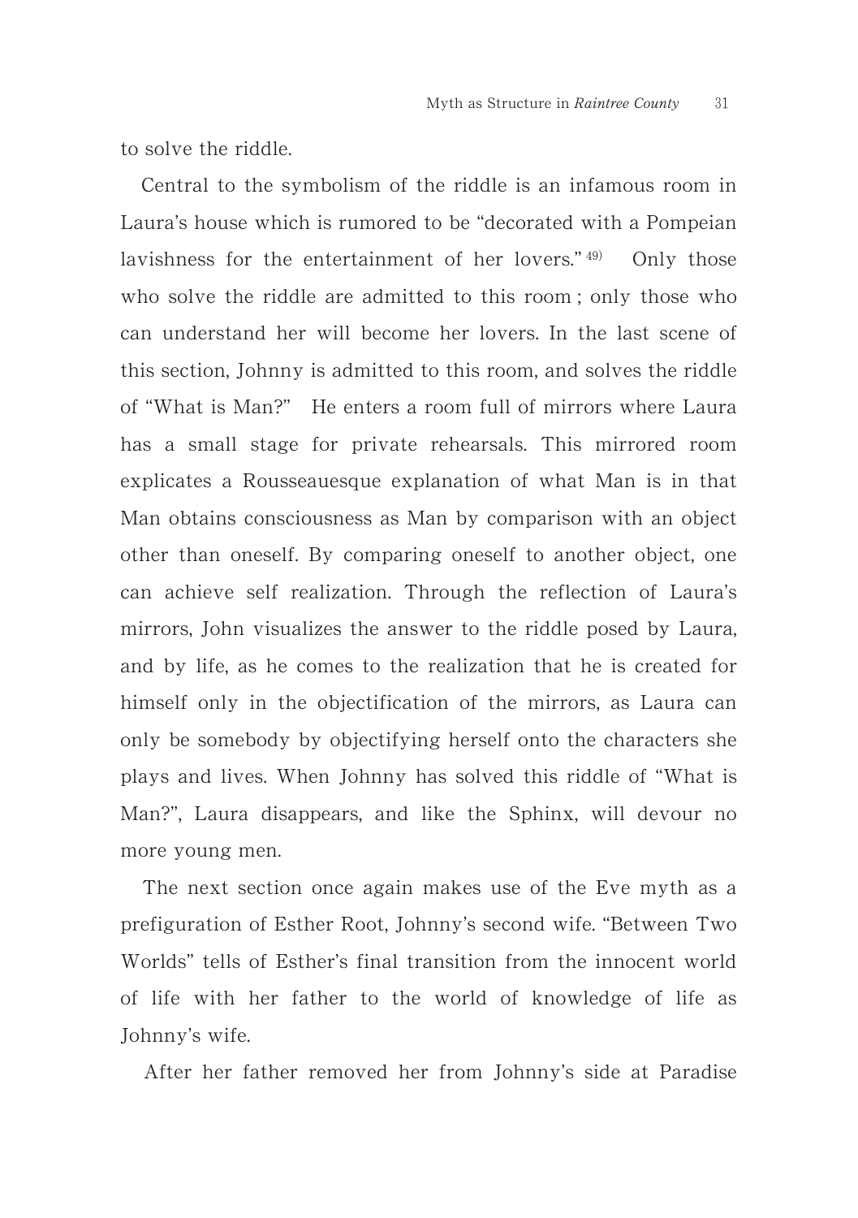to solve the riddle.

Central to the symbolism of the riddle is an infamous room in Laura's house which is rumored to be "decorated with a Pompeian lavishness for the entertainment of her lovers."[49] Only those who solve the riddle are admitted to this room ; only those who can understand her will become her lovers. In the last scene of this section, Johnny is admitted to this room, and solves the riddle of "What is Man?" He enters a room full of mirrors where Laura has a small stage for private rehearsals. This mirrored room explicates a Rousseauesque explanation of what Man is in that Man obtains consciousness as Man by comparison with an object other than oneself. By comparing oneself to another object, one can achieve self realization. Through the reflection of Laura's mirrors, John visualizes the answer to the riddle posed by Laura, and by life, as he comes to the realization that he is created for himself only in the objectification of the mirrors, as Laura can only be somebody by objectifying herself onto the characters she plays and lives. When Johnny has solved this riddle of "What is Man?", Laura disappears, and like the Sphinx, will devour no more young men.

The next section once again makes use of the Eve myth as a prefiguration of Esther Root, Johnny's second wife. "Between Two Worlds" tells of Esther's final transition from the innocent world of life with her father to the world of knowledge of life as Johnny's wife.

After her father removed her from Johnny's side at Paradise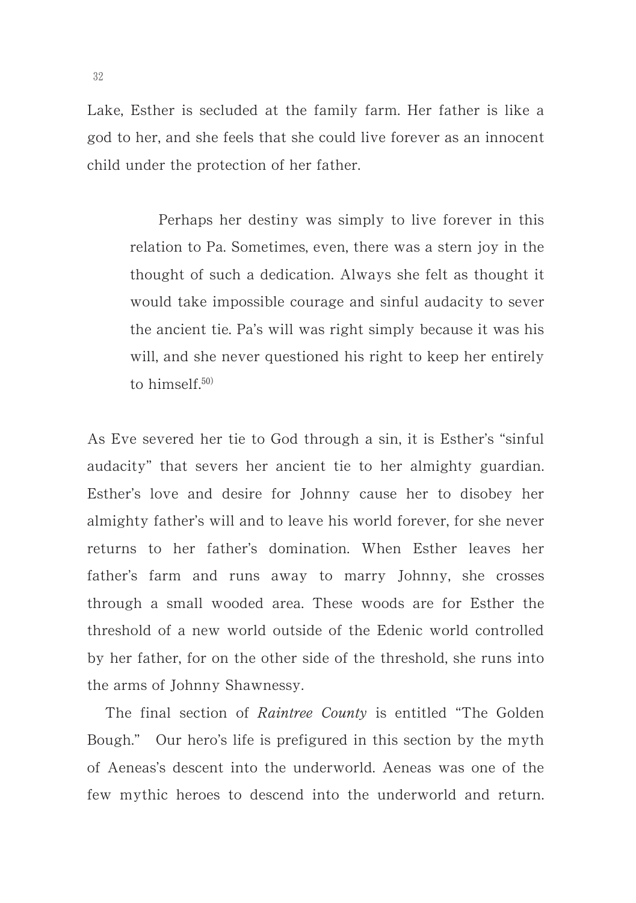Lake, Esther is secluded at the family farm. Her father is like a god to her, and she feels that she could live forever as an innocent child under the protection of her father.

> Perhaps her destiny was simply to live forever in this relation to Pa. Sometimes, even, there was a stern joy in the thought of such a dedication. Always she felt as thought it would take impossible courage and sinful audacity to sever the ancient tie. Pa's will was right simply because it was his will, and she never questioned his right to keep her entirely to himself.[50)]

As Eve severed her tie to God through a sin, it is Esther's "sinful audacity" that severs her ancient tie to her almighty guardian. Esther's love and desire for Johnny cause her to disobey her almighty father's will and to leave his world forever, for she never returns to her father's domination. When Esther leaves her father's farm and runs away to marry Johnny, she crosses through a small wooded area. These woods are for Esther the threshold of a new world outside of the Edenic world controlled by her father, for on the other side of the threshold, she runs into the arms of Johnny Shawnessy.

The final section of *Raintree County* is entitled "The Golden Bough." Our hero's life is prefigured in this section by the myth of Aeneas's descent into the underworld. Aeneas was one of the few mythic heroes to descend into the underworld and return.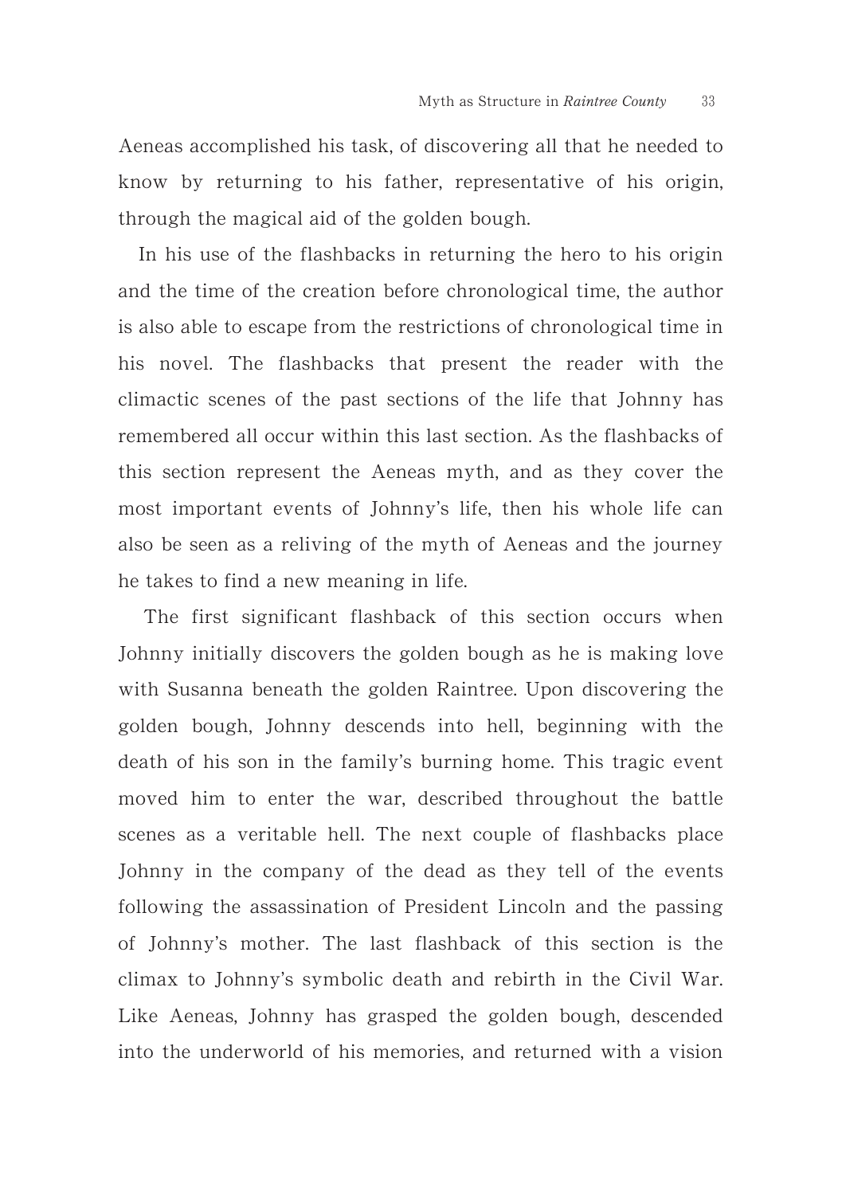Aeneas accomplished his task, of discovering all that he needed to know by returning to his father, representative of his origin, through the magical aid of the golden bough.

In his use of the flashbacks in returning the hero to his origin and the time of the creation before chronological time, the author is also able to escape from the restrictions of chronological time in his novel. The flashbacks that present the reader with the climactic scenes of the past sections of the life that Johnny has remembered all occur within this last section. As the flashbacks of this section represent the Aeneas myth, and as they cover the most important events of Johnny's life, then his whole life can also be seen as a reliving of the myth of Aeneas and the journey he takes to find a new meaning in life.

The first significant flashback of this section occurs when Johnny initially discovers the golden bough as he is making love with Susanna beneath the golden Raintree. Upon discovering the golden bough, Johnny descends into hell, beginning with the death of his son in the family's burning home. This tragic event moved him to enter the war, described throughout the battle scenes as a veritable hell. The next couple of flashbacks place Johnny in the company of the dead as they tell of the events following the assassination of President Lincoln and the passing of Johnny's mother. The last flashback of this section is the climax to Johnny's symbolic death and rebirth in the Civil War. Like Aeneas, Johnny has grasped the golden bough, descended into the underworld of his memories, and returned with a vision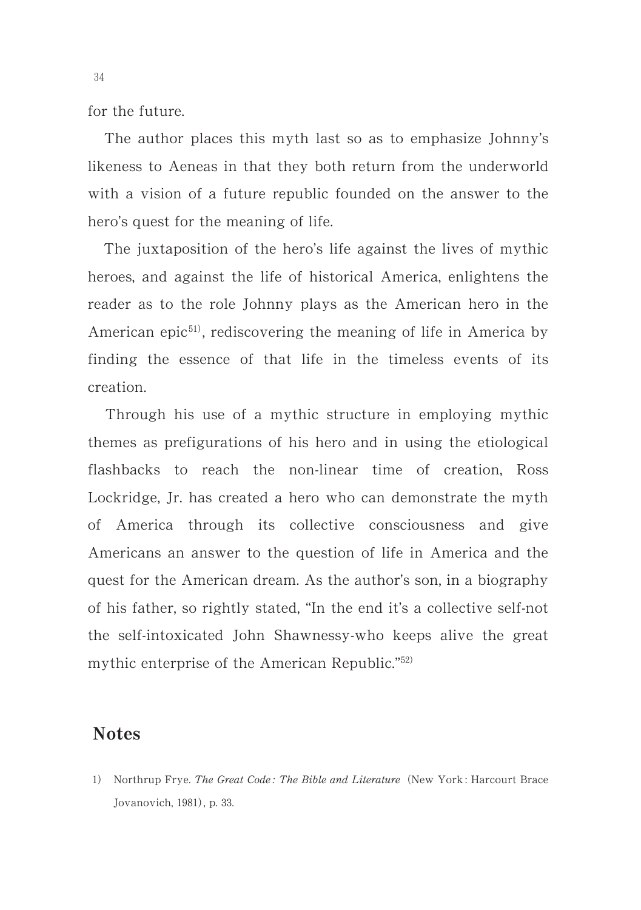for the future.

The author places this myth last so as to emphasize Johnny's likeness to Aeneas in that they both return from the underworld with a vision of a future republic founded on the answer to the hero's quest for the meaning of life.

The juxtaposition of the hero's life against the lives of mythic heroes, and against the life of historical America, enlightens the reader as to the role Johnny plays as the American hero in the American epic[51], rediscovering the meaning of life in America by finding the essence of that life in the timeless events of its creation.

Through his use of a mythic structure in employing mythic themes as prefigurations of his hero and in using the etiological flashbacks to reach the non-linear time of creation, Ross Lockridge, Jr. has created a hero who can demonstrate the myth of America through its collective consciousness and give Americans an answer to the question of life in America and the quest for the American dream. As the author's son, in a biography of his father, so rightly stated, "In the end it's a collective self-not the self-intoxicated John Shawnessy-who keeps alive the great mythic enterprise of the American Republic."[52]

## Notes

1) Northrup Frye. *The Great Code: The Bible and Literature* (New York: Harcourt Brace Jovanovich, 1981), p. 33.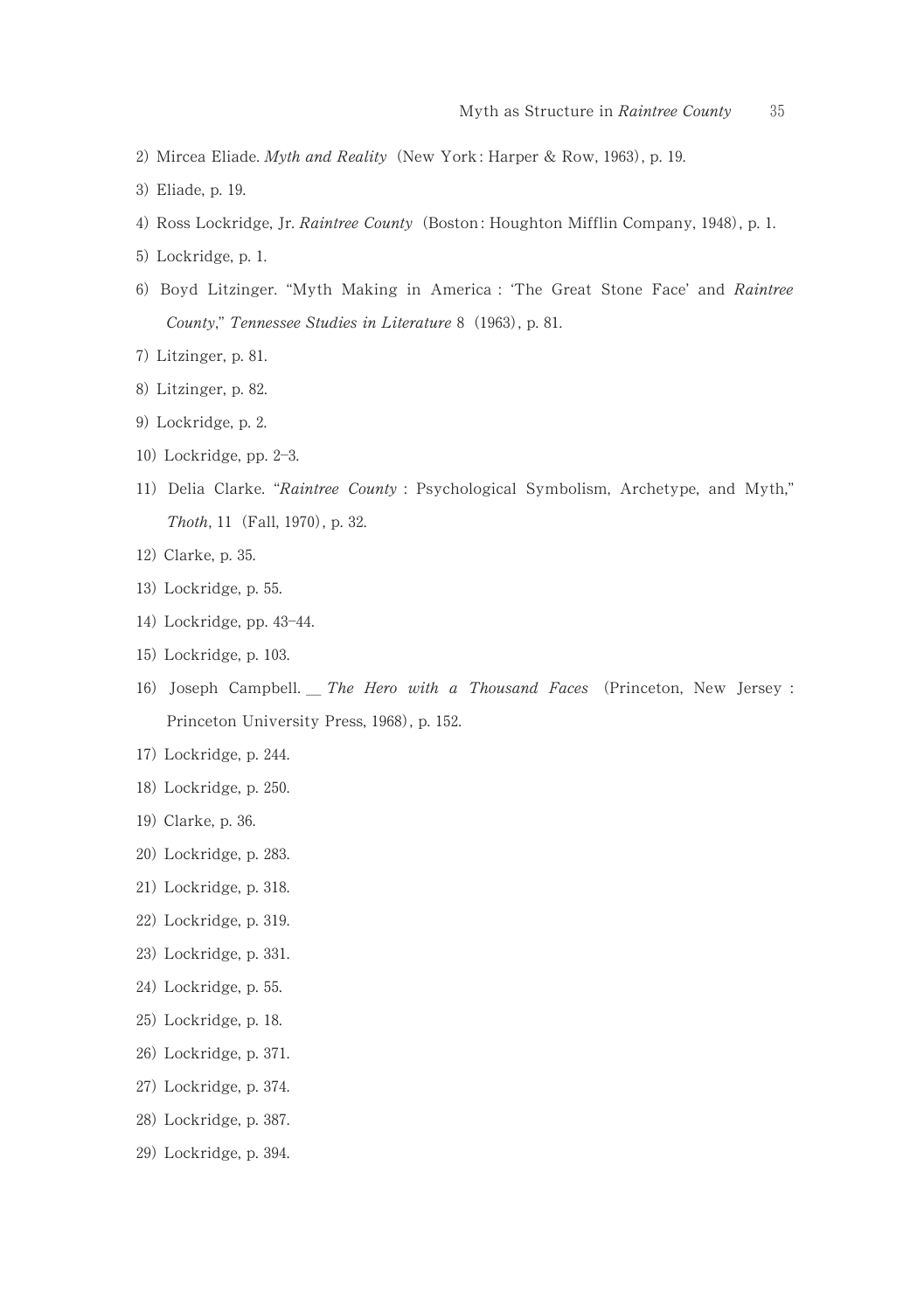2) Mircea Eliade. *Myth and Reality* (New York: Harper & Row, 1963), p. 19.

3) Eliade, p. 19.

4) Ross Lockridge, Jr. *Raintree County* (Boston: Houghton Mifflin Company, 1948), p. 1.

5) Lockridge, p. 1.

6) Boyd Litzinger. "Myth Making in America : 'The Great Stone Face' and *Raintree County*," *Tennessee Studies in Literature* 8 (1963), p. 81.

7) Litzinger, p. 81.

8) Litzinger, p. 82.

9) Lockridge, p. 2.

10) Lockridge, pp. 2–3.

11) Delia Clarke. "*Raintree County* : Psychological Symbolism, Archetype, and Myth," *Thoth*, 11 (Fall, 1970), p. 32.

12) Clarke, p. 35.

13) Lockridge, p. 55.

14) Lockridge, pp. 43–44.

15) Lockridge, p. 103.

16) Joseph Campbell. __ *The Hero with a Thousand Faces* (Princeton, New Jersey : Princeton University Press, 1968), p. 152.

17) Lockridge, p. 244.

18) Lockridge, p. 250.

19) Clarke, p. 36.

20) Lockridge, p. 283.

21) Lockridge, p. 318.

22) Lockridge, p. 319.

23) Lockridge, p. 331.

24) Lockridge, p. 55.

25) Lockridge, p. 18.

26) Lockridge, p. 371.

27) Lockridge, p. 374.

28) Lockridge, p. 387.

29) Lockridge, p. 394.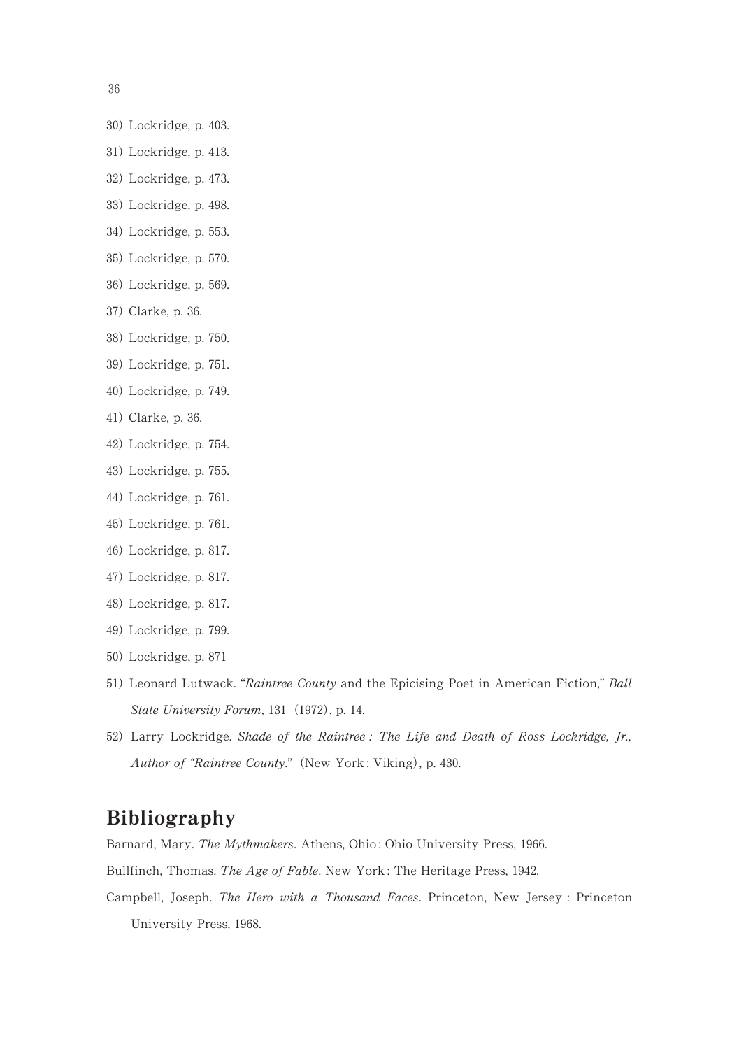30) Lockridge, p. 403.

31) Lockridge, p. 413.

32) Lockridge, p. 473.

33) Lockridge, p. 498.

34) Lockridge, p. 553.

35) Lockridge, p. 570.

36) Lockridge, p. 569.

37) Clarke, p. 36.

38) Lockridge, p. 750.

39) Lockridge, p. 751.

40) Lockridge, p. 749.

41) Clarke, p. 36.

42) Lockridge, p. 754.

43) Lockridge, p. 755.

44) Lockridge, p. 761.

45) Lockridge, p. 761.

46) Lockridge, p. 817.

47) Lockridge, p. 817.

48) Lockridge, p. 817.

49) Lockridge, p. 799.

50) Lockridge, p. 871

51) Leonard Lutwack. "*Raintree County* and the Epicising Poet in American Fiction," *Ball State University Forum*, 131 (1972), p. 14.

52) Larry Lockridge. *Shade of the Raintree : The Life and Death of Ross Lockridge, Jr., Author of "Raintree County."* (New York : Viking), p. 430.

## Bibliography

Barnard, Mary. *The Mythmakers*. Athens, Ohio : Ohio University Press, 1966.

Bullfinch, Thomas. *The Age of Fable*. New York : The Heritage Press, 1942.

Campbell, Joseph. *The Hero with a Thousand Faces*. Princeton, New Jersey : Princeton University Press, 1968.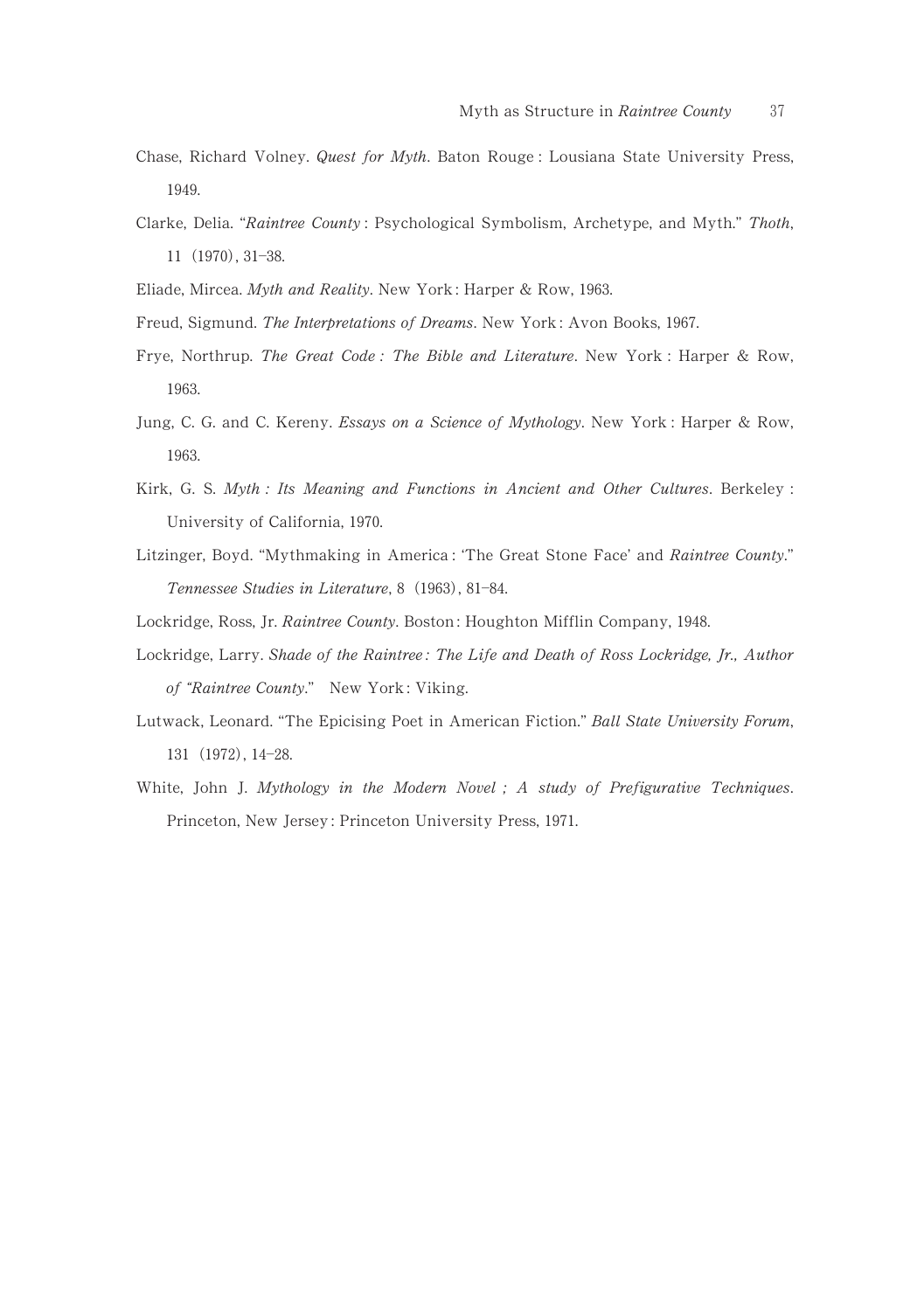Chase, Richard Volney. *Quest for Myth*. Baton Rouge : Lousiana State University Press, 1949.

Clarke, Delia. "*Raintree County* : Psychological Symbolism, Archetype, and Myth." *Thoth*, 11 (1970), 31–38.

Eliade, Mircea. *Myth and Reality*. New York : Harper & Row, 1963.

Freud, Sigmund. *The Interpretations of Dreams*. New York : Avon Books, 1967.

Frye, Northrup. *The Great Code : The Bible and Literature*. New York : Harper & Row, 1963.

Jung, C. G. and C. Kereny. *Essays on a Science of Mythology*. New York : Harper & Row, 1963.

Kirk, G. S. *Myth : Its Meaning and Functions in Ancient and Other Cultures*. Berkeley : University of California, 1970.

Litzinger, Boyd. "Mythmaking in America : 'The Great Stone Face' and *Raintree County*." *Tennessee Studies in Literature*, 8 (1963), 81–84.

Lockridge, Ross, Jr. *Raintree County*. Boston : Houghton Mifflin Company, 1948.

Lockridge, Larry. *Shade of the Raintree : The Life and Death of Ross Lockridge, Jr., Author of "Raintree County*." New York : Viking.

Lutwack, Leonard. "The Epicising Poet in American Fiction." *Ball State University Forum*, 131 (1972), 14–28.

White, John J. *Mythology in the Modern Novel ; A study of Prefigurative Techniques*. Princeton, New Jersey : Princeton University Press, 1971.